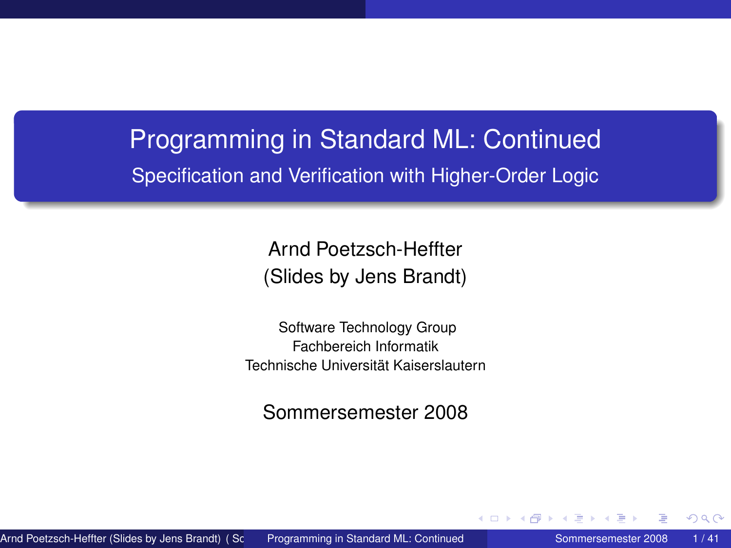# Programming in Standard ML: Continued

## Specification and Verification with Higher-Order Logic

Arnd Poetzsch-Heffter
(Slides by Jens Brandt)

Software Technology Group
Fachbereich Informatik
Technische Universität Kaiserslautern

Sommersemester 2008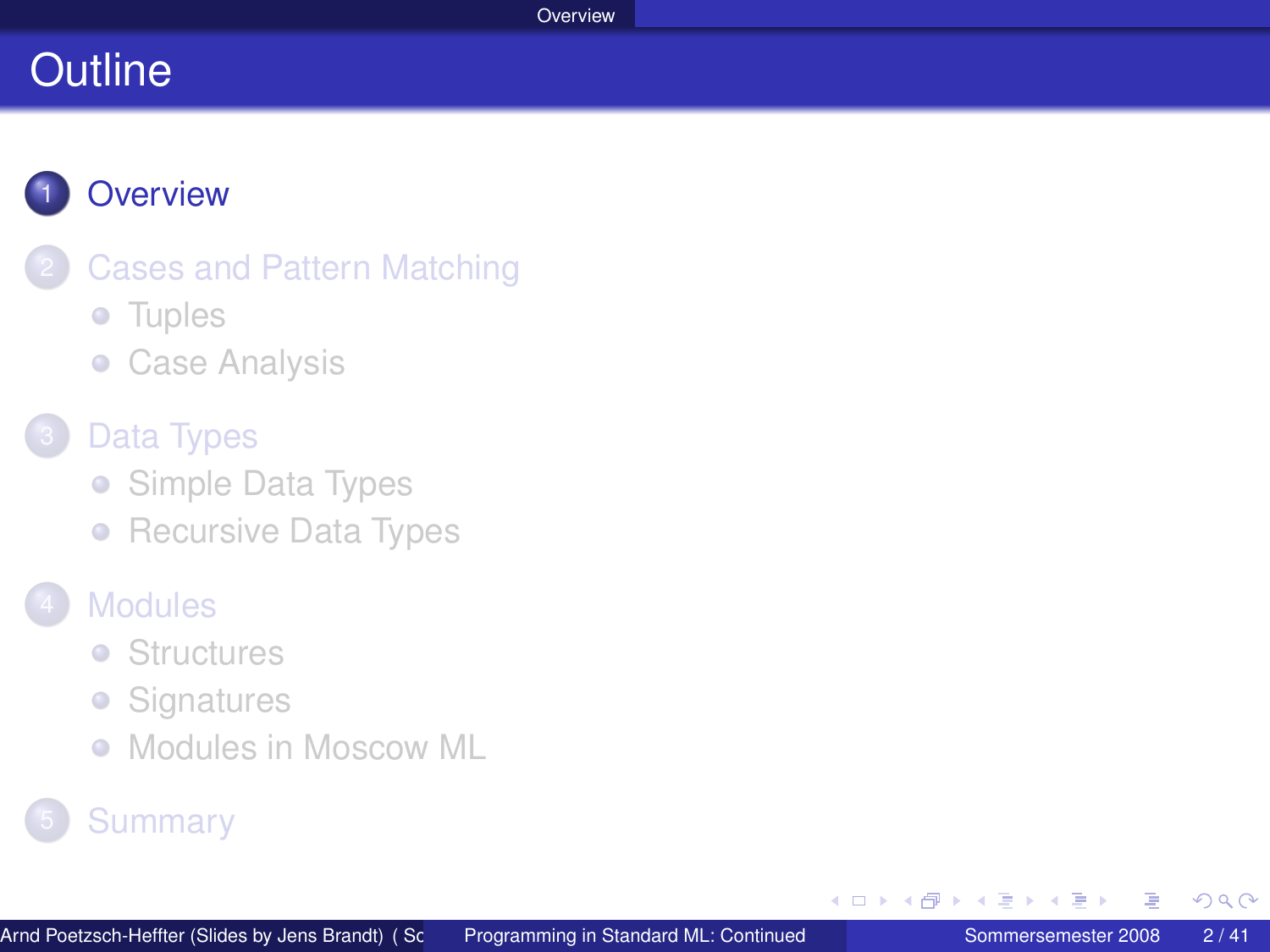# Outline

1. Overview
2. Cases and Pattern Matching
   - Tuples
   - Case Analysis
3. Data Types
   - Simple Data Types
   - Recursive Data Types
4. Modules
   - Structures
   - Signatures
   - Modules in Moscow ML
5. Summary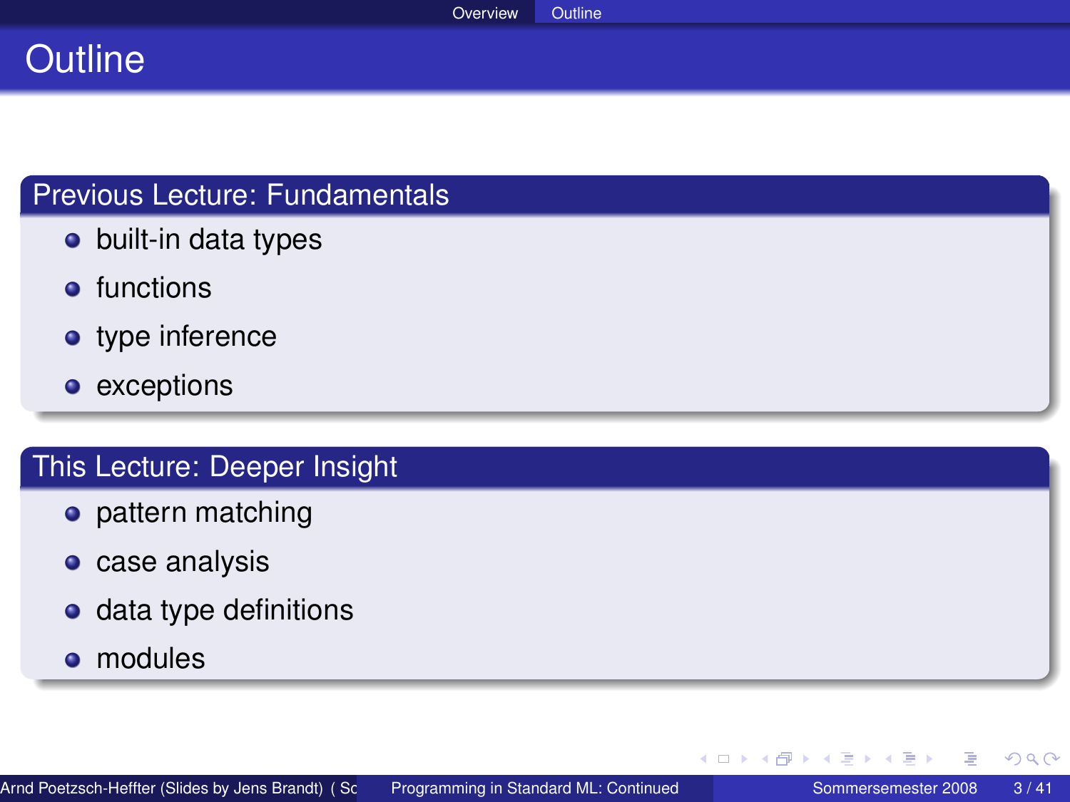# Outline

## Previous Lecture: Fundamentals

- built-in data types
- functions
- type inference
- exceptions

## This Lecture: Deeper Insight

- pattern matching
- case analysis
- data type definitions
- modules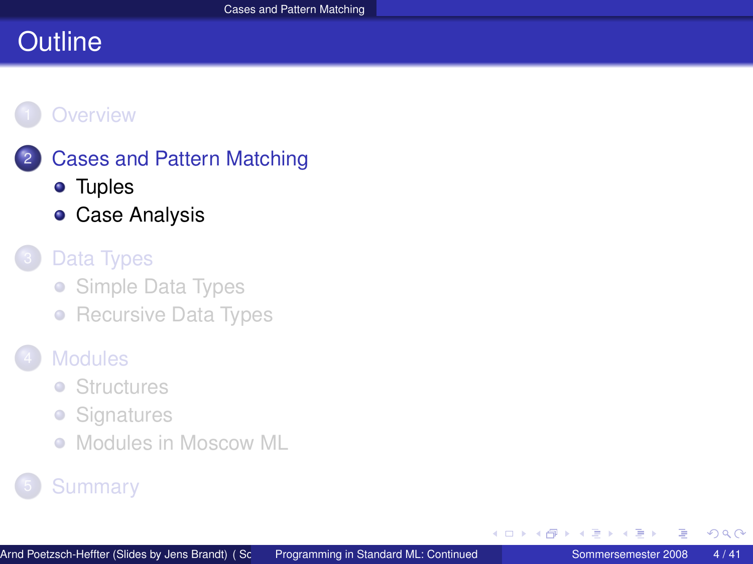# Outline

1. Overview
2. Cases and Pattern Matching
   - Tuples
   - Case Analysis
3. Data Types
   - Simple Data Types
   - Recursive Data Types
4. Modules
   - Structures
   - Signatures
   - Modules in Moscow ML
5. Summary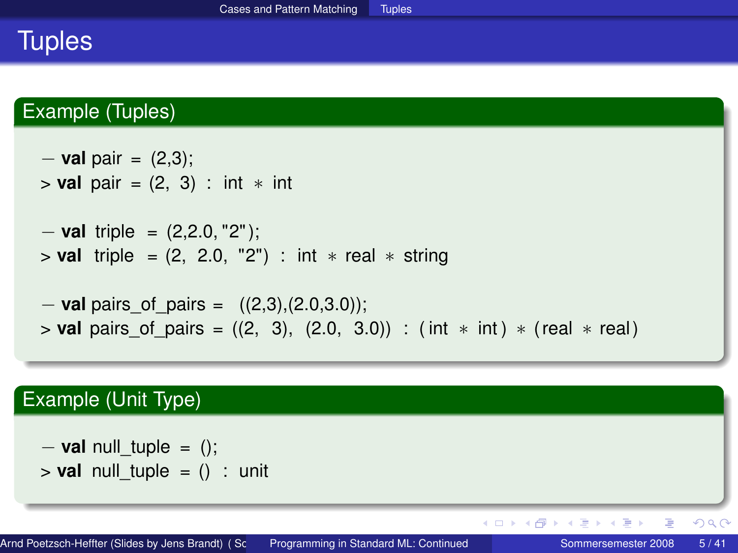# Tuples

## Example (Tuples)

```
- val pair = (2,3);
> val pair = (2, 3) : int * int

- val triple = (2,2.0,"2");
> val triple = (2, 2.0, "2") : int * real * string

- val pairs_of_pairs = ((2,3),(2.0,3.0));
> val pairs_of_pairs = ((2, 3), (2.0, 3.0)) : (int * int) * (real * real)
```

## Example (Unit Type)

```
- val null_tuple = ();
> val null_tuple = () : unit
```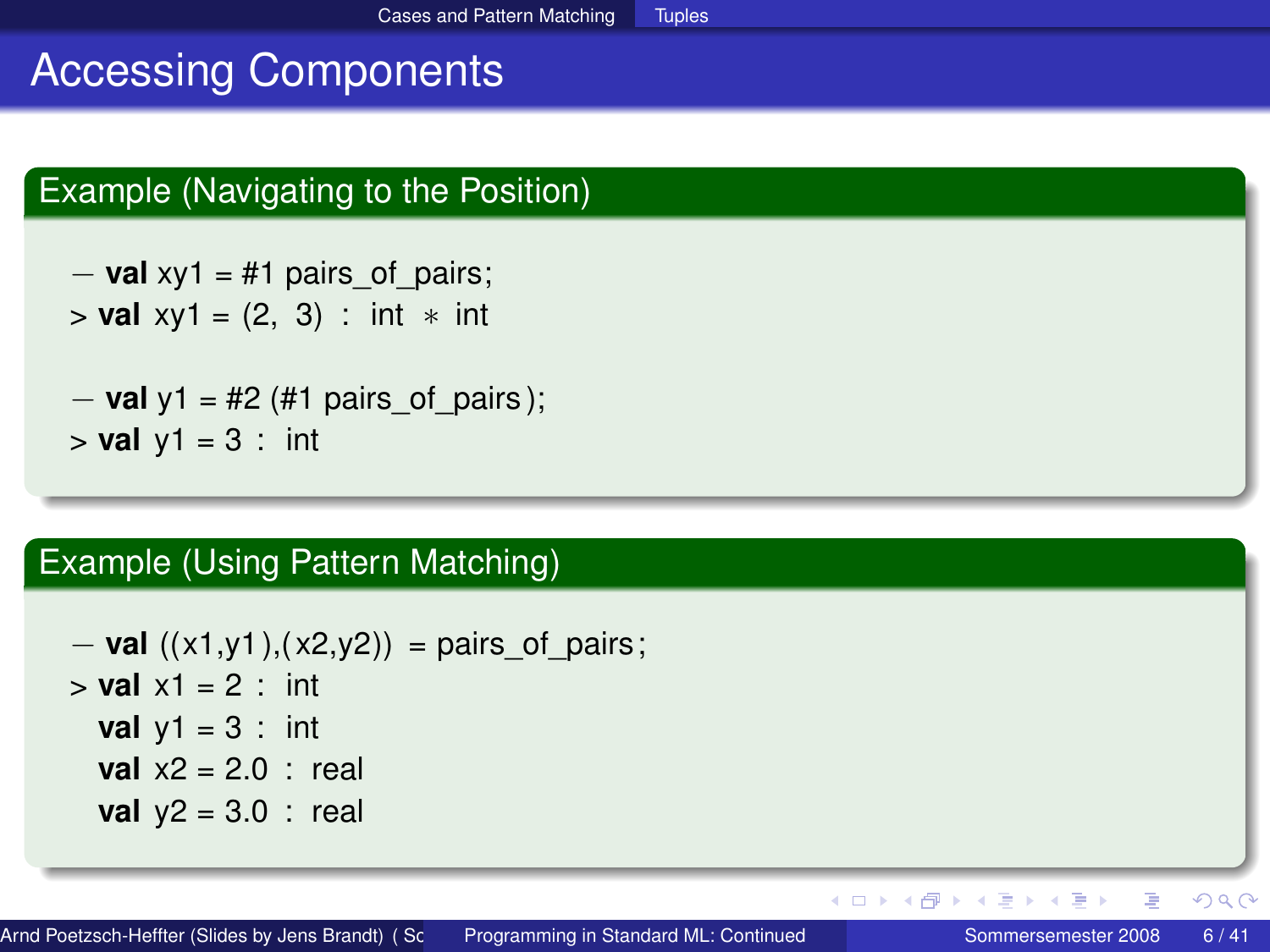# Accessing Components

## Example (Navigating to the Position)

```
− val xy1 = #1 pairs_of_pairs;
> val xy1 = (2, 3) : int * int

− val y1 = #2 (#1 pairs_of_pairs);
> val y1 = 3 : int
```

## Example (Using Pattern Matching)

```
− val ((x1,y1),(x2,y2)) = pairs_of_pairs;
> val x1 = 2 : int
  val y1 = 3 : int
  val x2 = 2.0 : real
  val y2 = 3.0 : real
```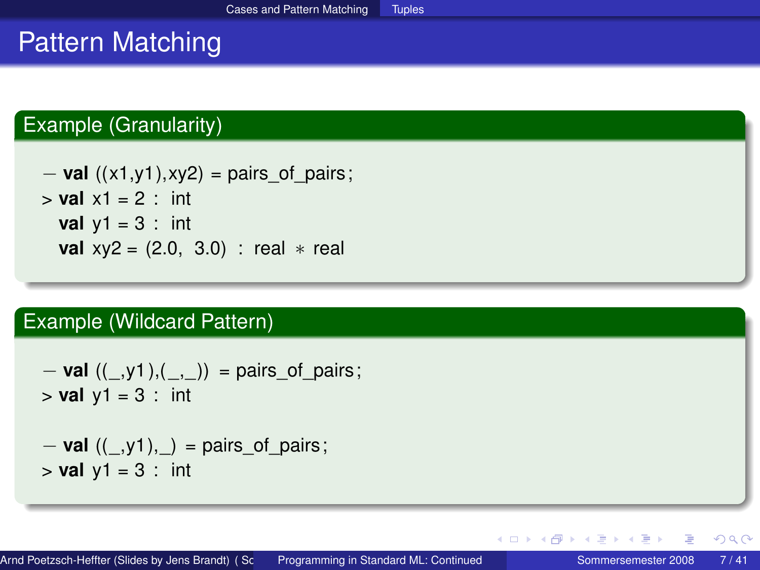# Pattern Matching

## Example (Granularity)

```
- val ((x1,y1),xy2) = pairs_of_pairs;
> val x1 = 2 : int
  val y1 = 3 : int
  val xy2 = (2.0, 3.0) : real * real
```

## Example (Wildcard Pattern)

```
- val ((_,y1),(_,_)) = pairs_of_pairs;
> val y1 = 3 : int

- val ((_,y1),_) = pairs_of_pairs;
> val y1 = 3 : int
```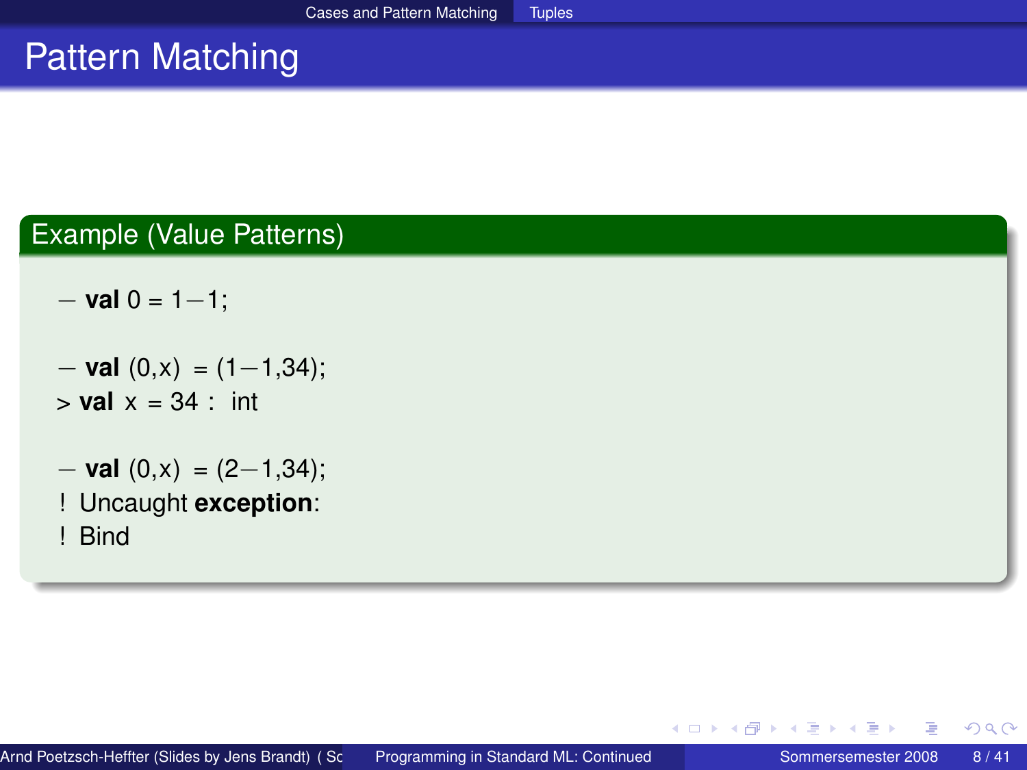# Pattern Matching

## Example (Value Patterns)

```
- val 0 = 1-1;

- val (0,x) = (1-1,34);
> val x = 34 : int

- val (0,x) = (2-1,34);
! Uncaught exception:
! Bind
```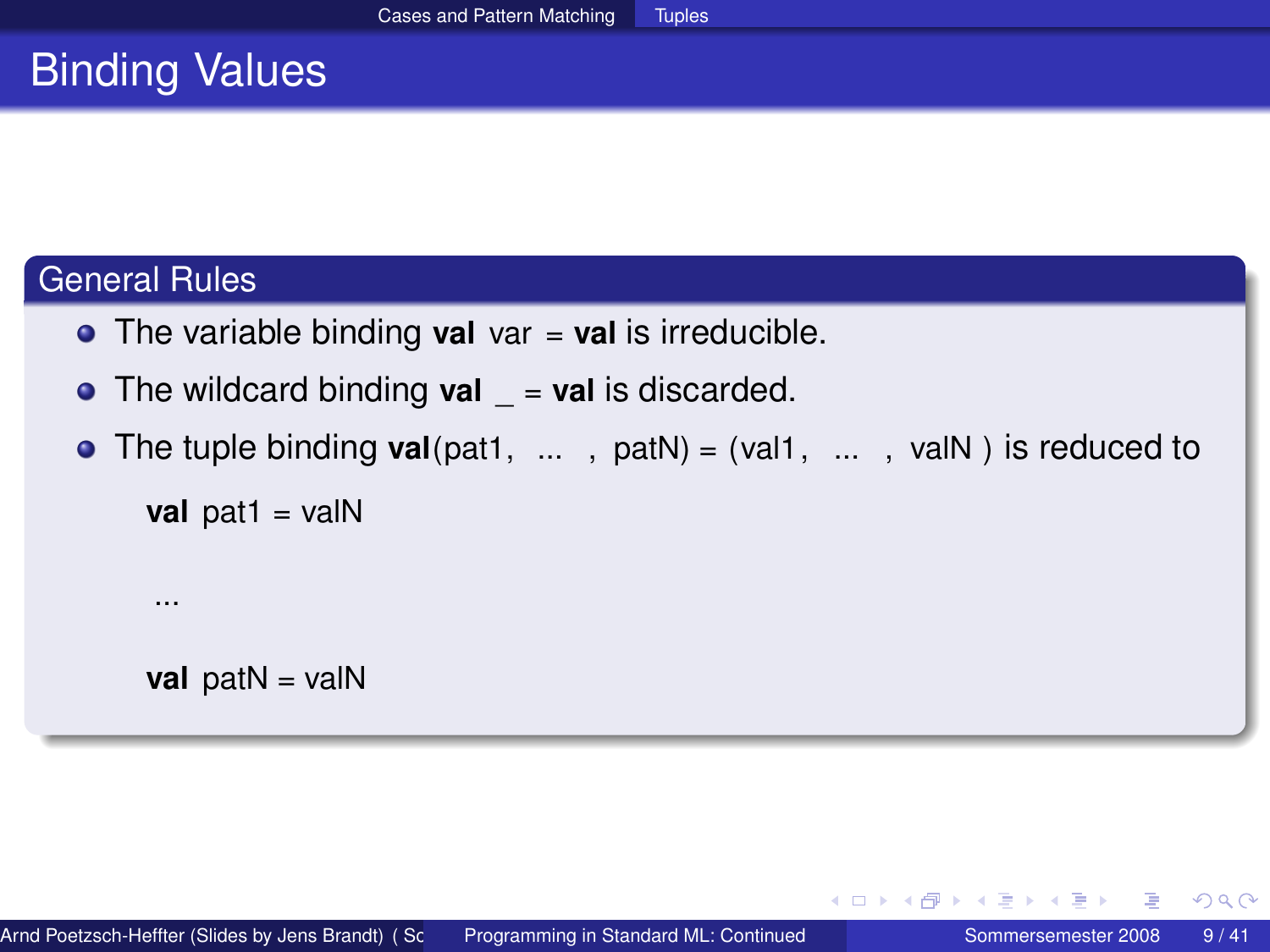# Binding Values

## General Rules

- The variable binding **val** var = **val** is irreducible.
- The wildcard binding **val** _ = **val** is discarded.
- The tuple binding **val**(pat1, ... , patN) = (val1, ... , valN ) is reduced to

  **val** pat1 = valN

  ...

  **val** patN = valN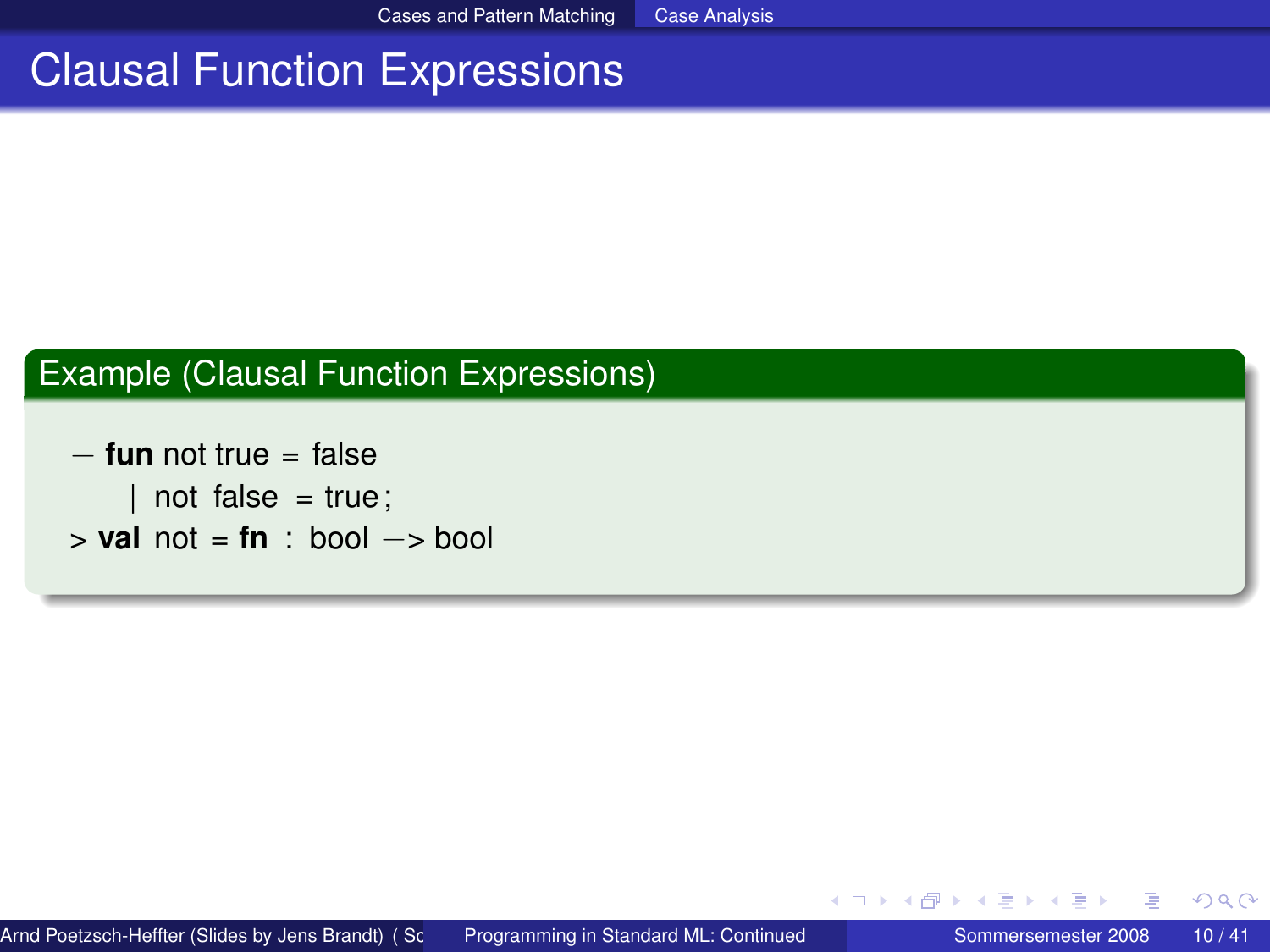# Clausal Function Expressions

## Example (Clausal Function Expressions)

```
- fun not true = false
    | not false = true;
> val not = fn : bool -> bool
```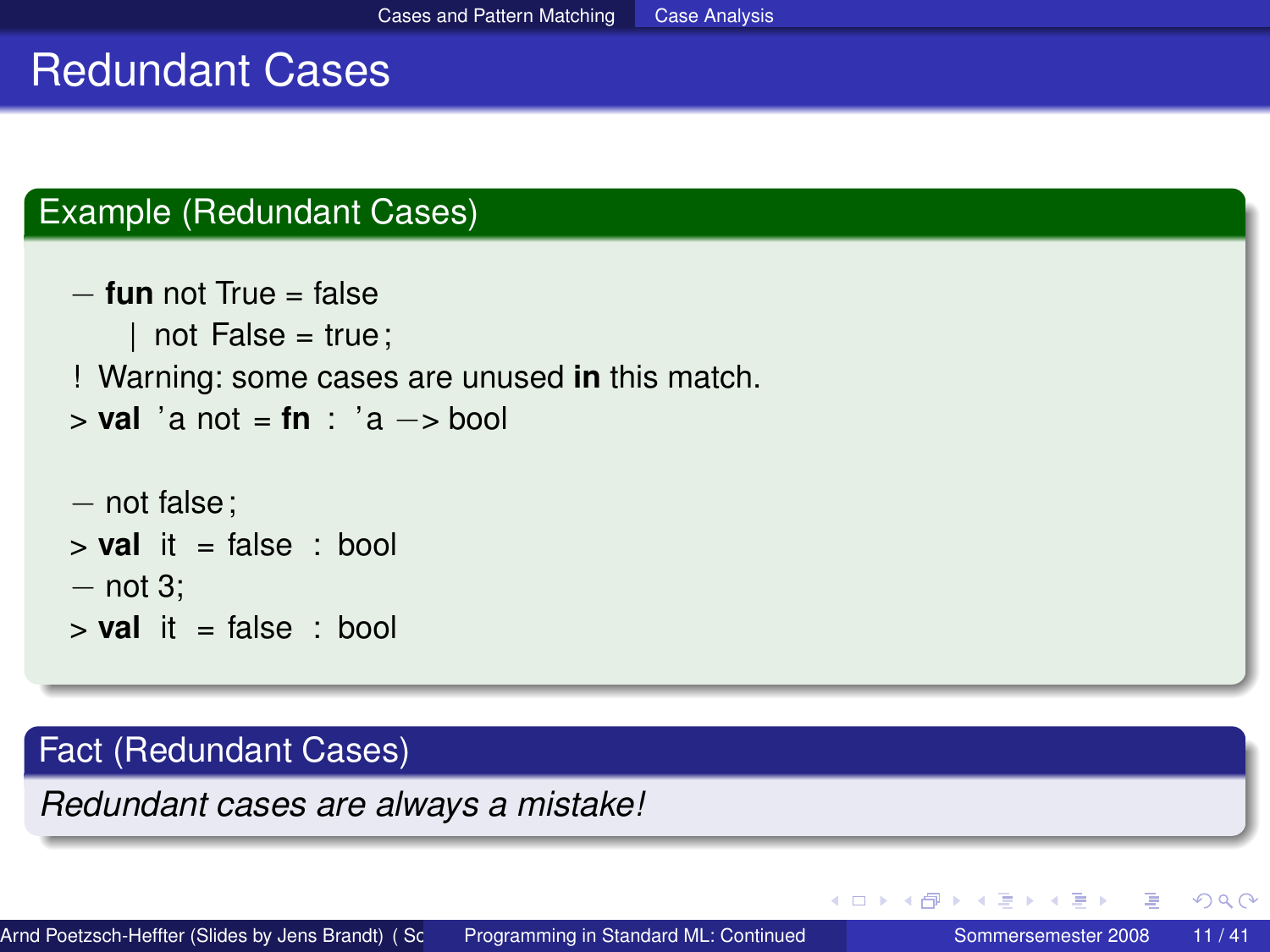# Redundant Cases

## Example (Redundant Cases)

```
- fun not True = false
    | not False = true;
! Warning: some cases are unused in this match.
> val 'a not = fn : 'a -> bool

- not false;
> val it = false : bool
- not 3;
> val it = false : bool
```

## Fact (Redundant Cases)

*Redundant cases are always a mistake!*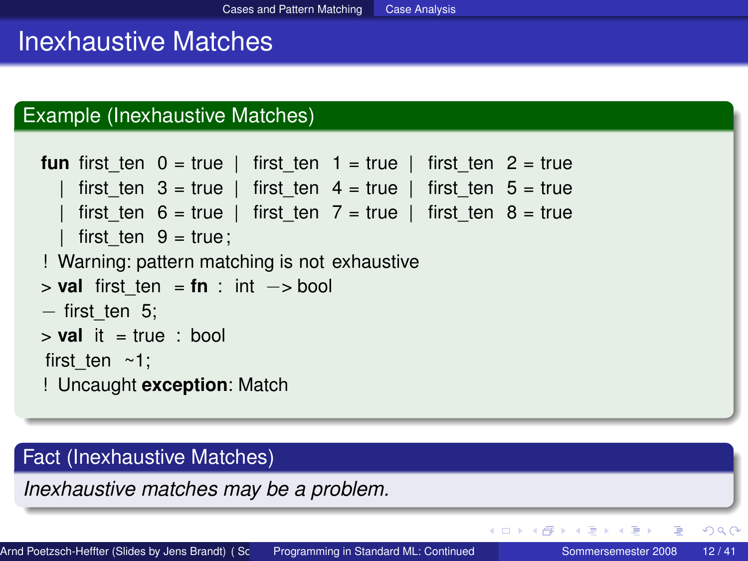# Inexhaustive Matches

## Example (Inexhaustive Matches)

```
fun first_ten 0 = true | first_ten 1 = true | first_ten 2 = true
  | first_ten 3 = true | first_ten 4 = true | first_ten 5 = true
  | first_ten 6 = true | first_ten 7 = true | first_ten 8 = true
  | first_ten 9 = true;
! Warning: pattern matching is not exhaustive
> val first_ten = fn : int -> bool
- first_ten 5;
> val it = true : bool
 first_ten ~1;
! Uncaught exception: Match
```

## Fact (Inexhaustive Matches)

*Inexhaustive matches may be a problem.*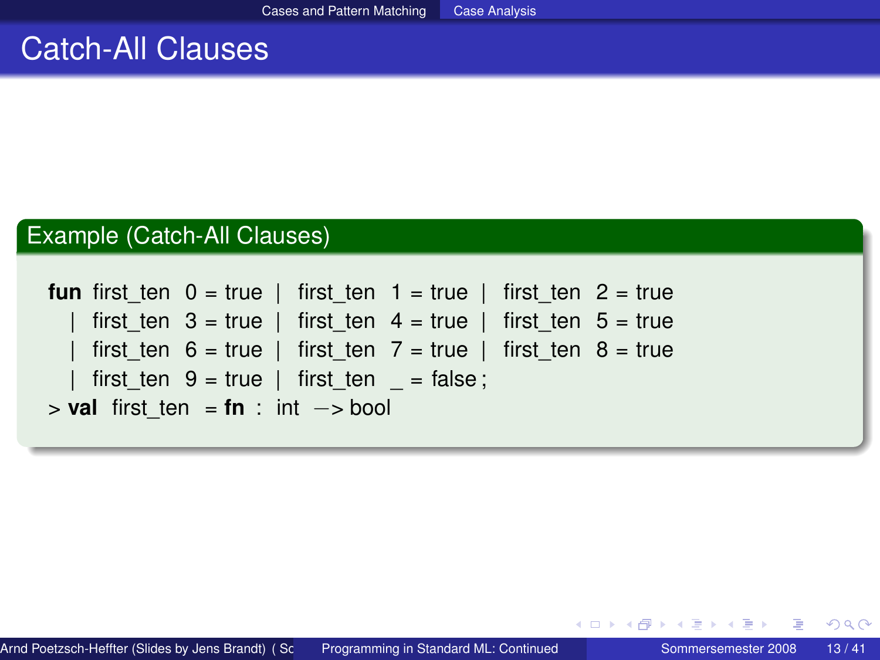# Catch-All Clauses

### Example (Catch-All Clauses)

```
fun first_ten 0 = true | first_ten 1 = true | first_ten 2 = true
  | first_ten 3 = true | first_ten 4 = true | first_ten 5 = true
  | first_ten 6 = true | first_ten 7 = true | first_ten 8 = true
  | first_ten 9 = true | first_ten _ = false;
> val first_ten = fn : int -> bool
```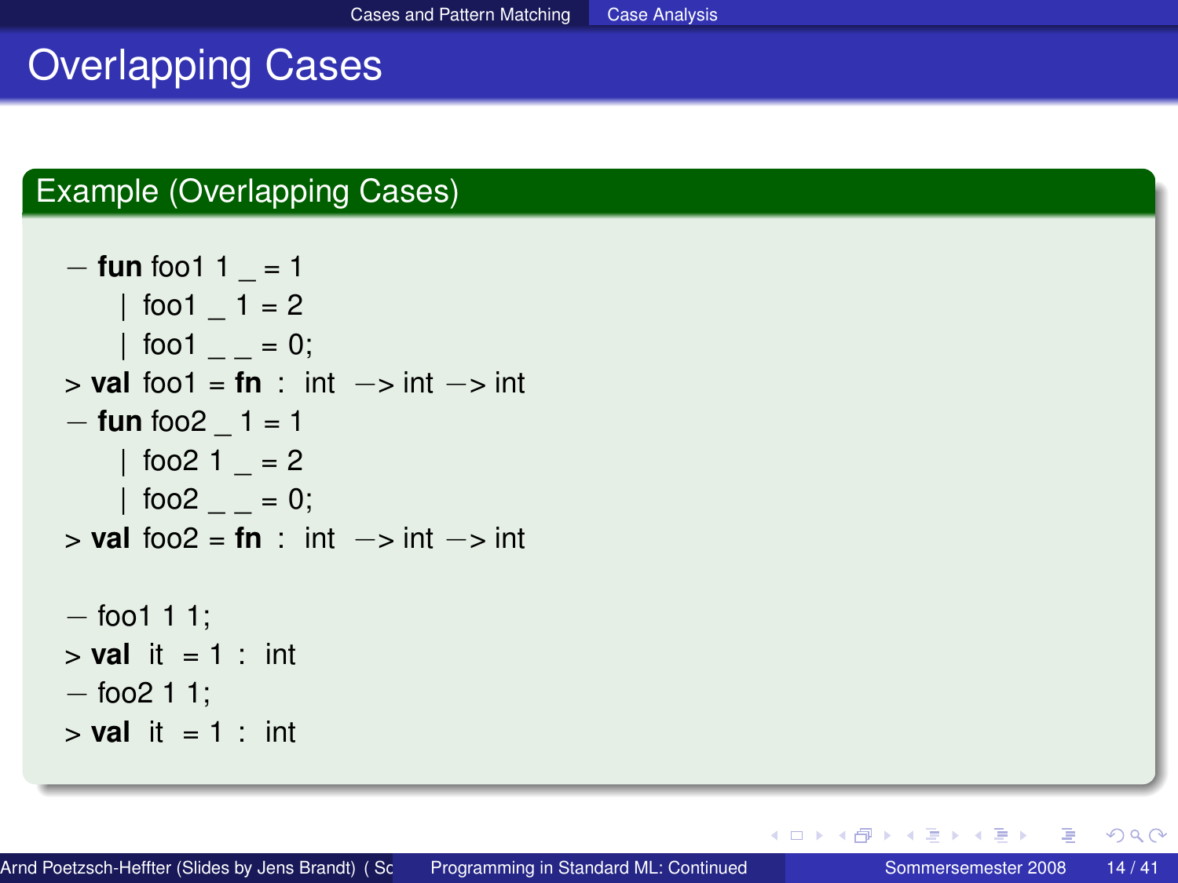# Overlapping Cases

## Example (Overlapping Cases)

```
- fun foo1 1 _ = 1
    | foo1 _ 1 = 2
    | foo1 _ _ = 0;
> val foo1 = fn : int -> int -> int
- fun foo2 _ 1 = 1
    | foo2 1 _ = 2
    | foo2 _ _ = 0;
> val foo2 = fn : int -> int -> int

- foo1 1 1;
> val it = 1 : int
- foo2 1 1;
> val it = 1 : int
```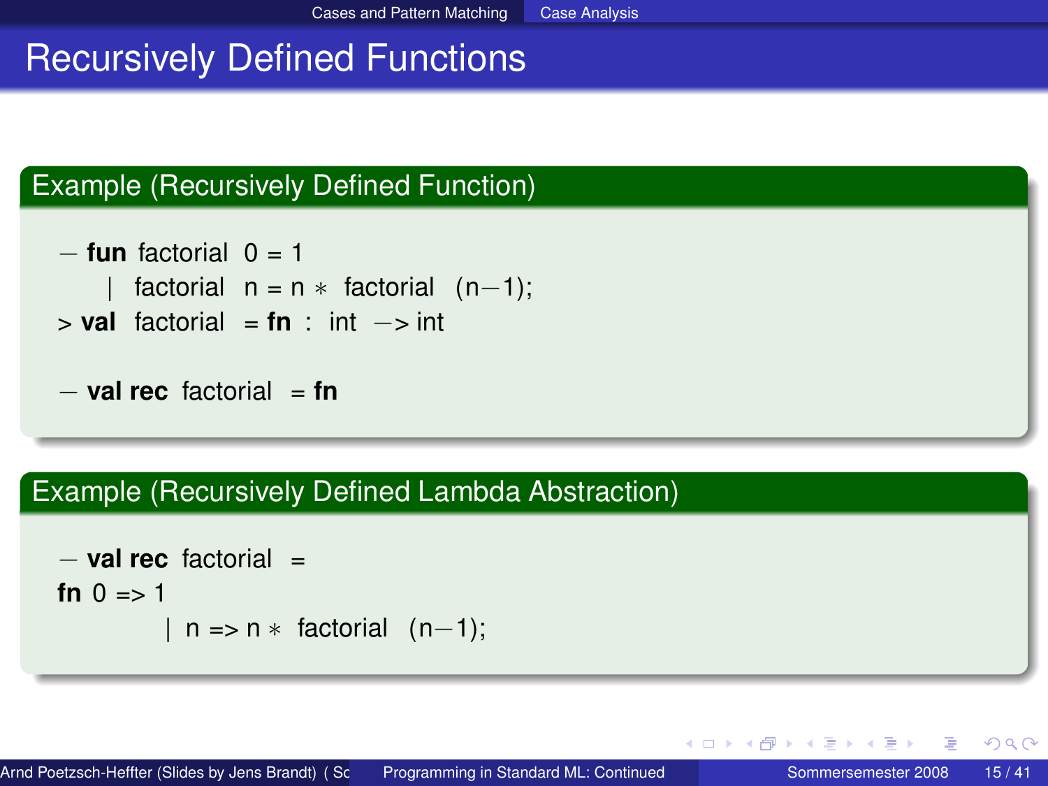# Recursively Defined Functions

## Example (Recursively Defined Function)

```
- fun factorial 0 = 1
    | factorial n = n * factorial (n-1);
> val factorial = fn : int -> int

- val rec factorial = fn
```

## Example (Recursively Defined Lambda Abstraction)

```
- val rec factorial =
fn 0 => 1
         | n => n * factorial (n-1);
```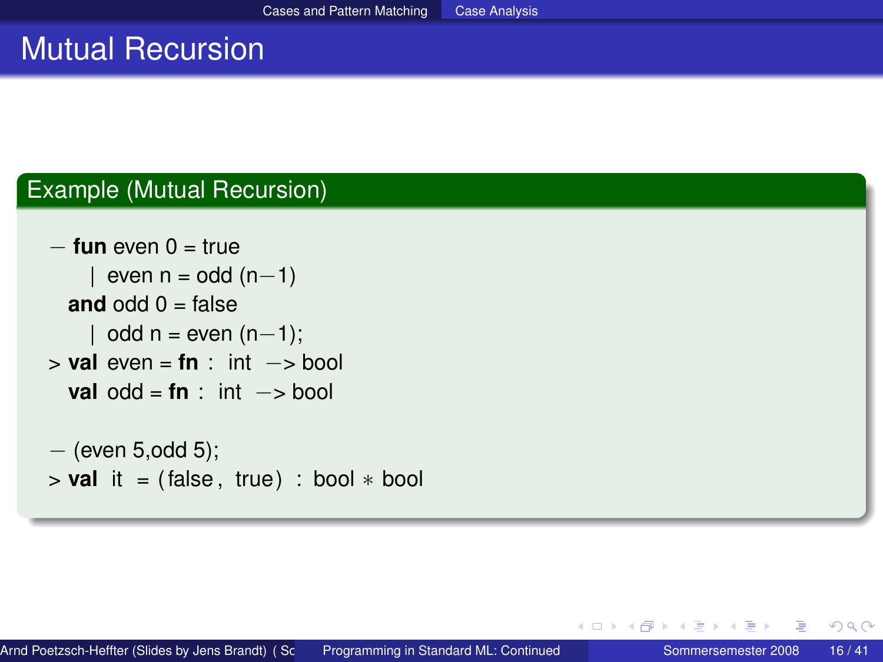# Mutual Recursion

## Example (Mutual Recursion)

```
- fun even 0 = true
    | even n = odd (n-1)
  and odd 0 = false
    | odd n = even (n-1);
> val even = fn : int -> bool
  val odd = fn : int -> bool

- (even 5,odd 5);
> val it = (false, true) : bool * bool
```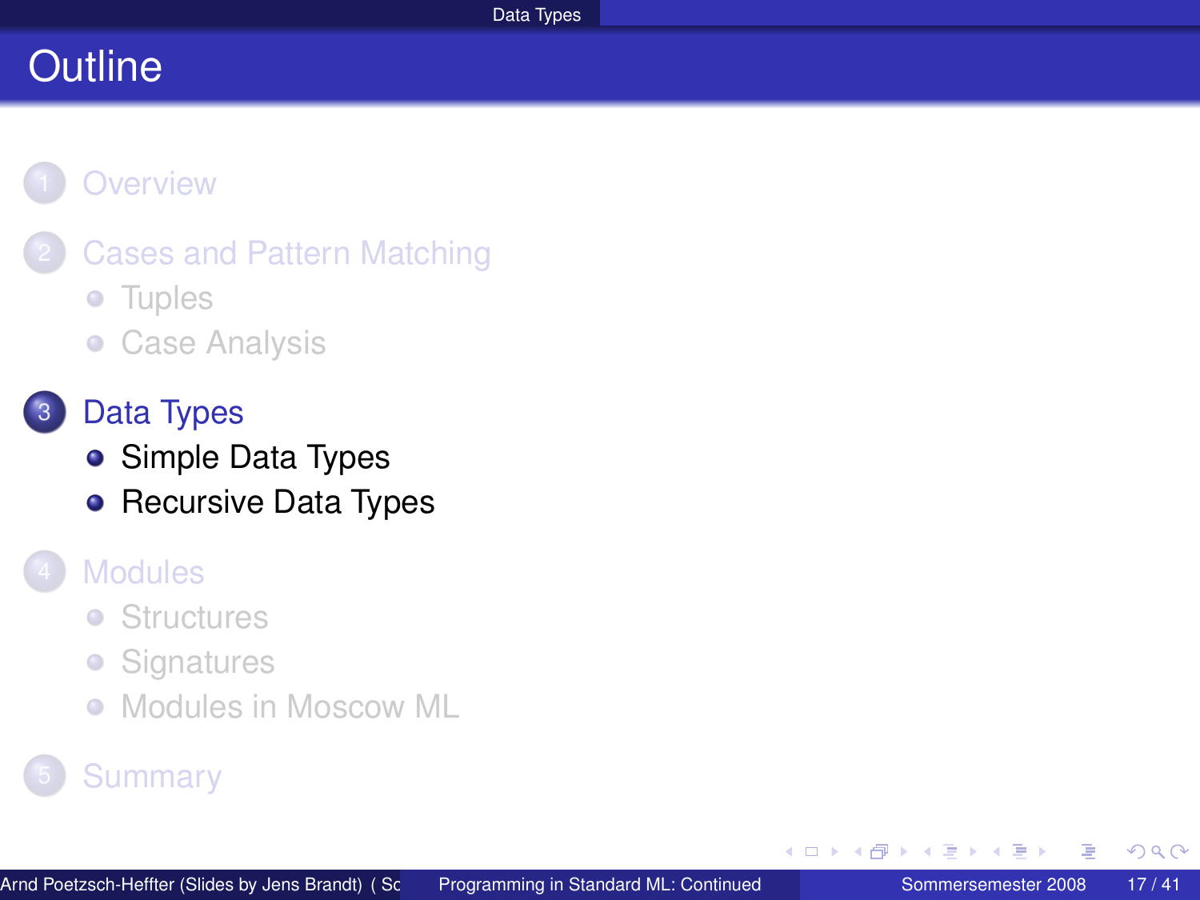# Outline

1. Overview
2. Cases and Pattern Matching
   - Tuples
   - Case Analysis
3. Data Types
   - Simple Data Types
   - Recursive Data Types
4. Modules
   - Structures
   - Signatures
   - Modules in Moscow ML
5. Summary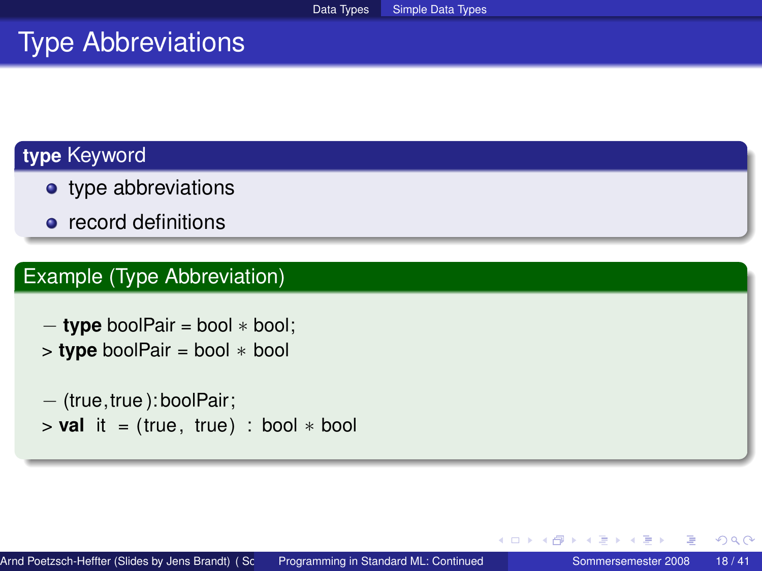# Type Abbreviations

## **type** Keyword

- type abbreviations
- record definitions

## Example (Type Abbreviation)

```
- type boolPair = bool * bool;
> type boolPair = bool * bool

- (true,true):boolPair;
> val it = (true, true) : bool * bool
```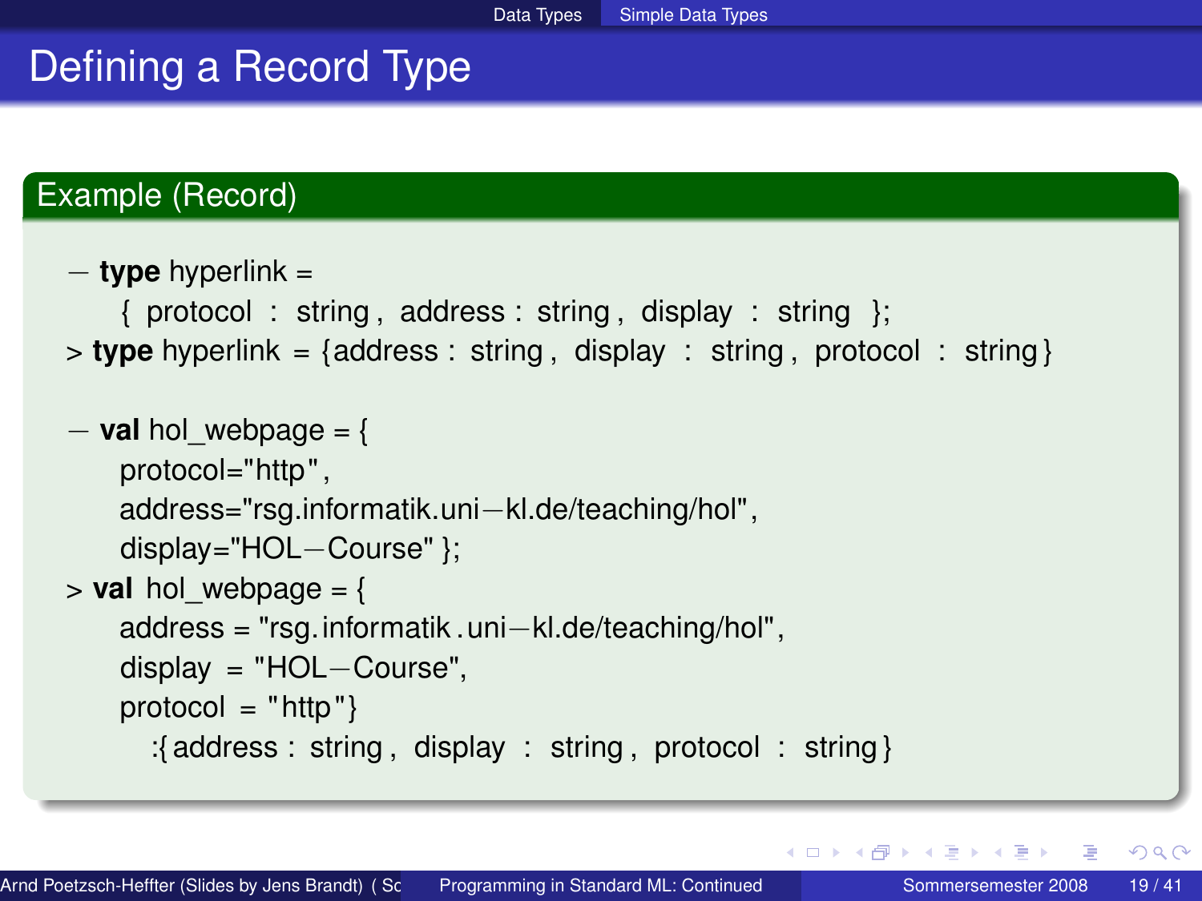# Defining a Record Type

## Example (Record)

```
- type hyperlink =
    { protocol : string, address : string, display : string };
> type hyperlink = {address : string, display : string, protocol : string}

- val hol_webpage = {
    protocol="http",
    address="rsg.informatik.uni-kl.de/teaching/hol",
    display="HOL-Course" };
> val hol_webpage = {
    address = "rsg.informatik.uni-kl.de/teaching/hol",
    display = "HOL-Course",
    protocol = "http"}
      :{address : string, display : string, protocol : string}
```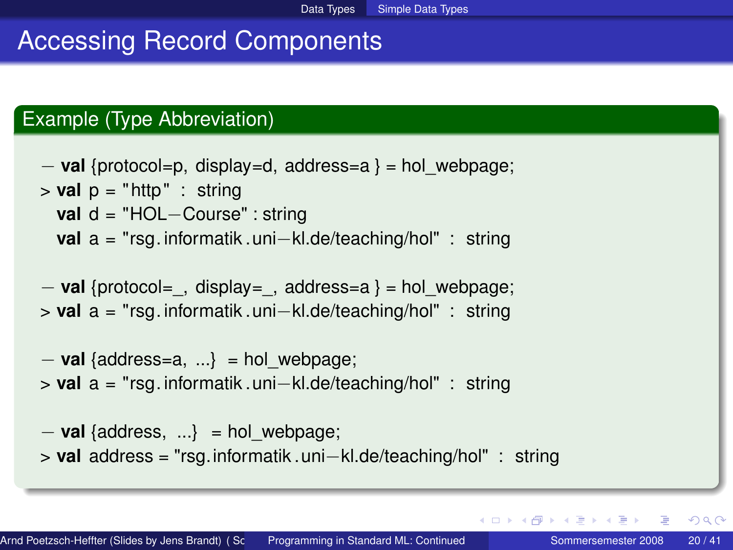# Accessing Record Components

## Example (Type Abbreviation)

```
- val {protocol=p, display=d, address=a } = hol_webpage;
> val p = "http" : string
  val d = "HOL-Course" : string
  val a = "rsg.informatik.uni-kl.de/teaching/hol" : string

- val {protocol=_, display=_, address=a } = hol_webpage;
> val a = "rsg.informatik.uni-kl.de/teaching/hol" : string

- val {address=a, ...} = hol_webpage;
> val a = "rsg.informatik.uni-kl.de/teaching/hol" : string

- val {address, ...} = hol_webpage;
> val address = "rsg.informatik.uni-kl.de/teaching/hol" : string
```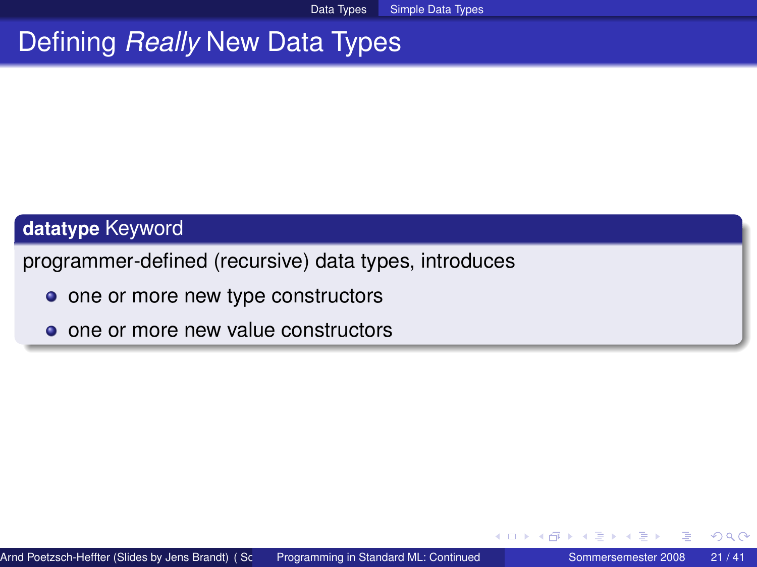# Defining *Really* New Data Types

## **datatype** Keyword

programmer-defined (recursive) data types, introduces

- one or more new type constructors
- one or more new value constructors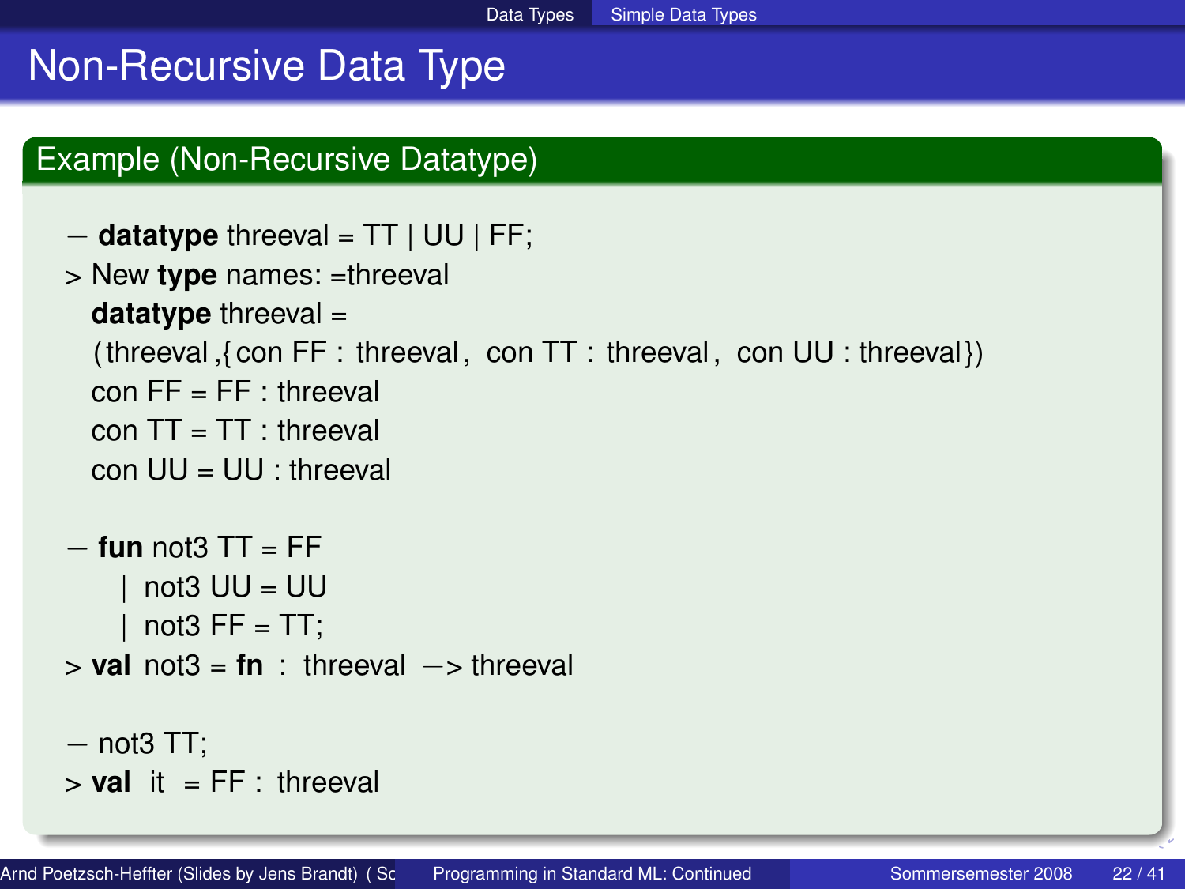# Non-Recursive Data Type

## Example (Non-Recursive Datatype)

```
- datatype threeval = TT | UU | FF;
> New type names: =threeval
  datatype threeval =
  (threeval,{con FF : threeval, con TT : threeval, con UU : threeval})
  con FF = FF : threeval
  con TT = TT : threeval
  con UU = UU : threeval

- fun not3 TT = FF
    | not3 UU = UU
    | not3 FF = TT;
> val not3 = fn : threeval -> threeval

- not3 TT;
> val it = FF : threeval
```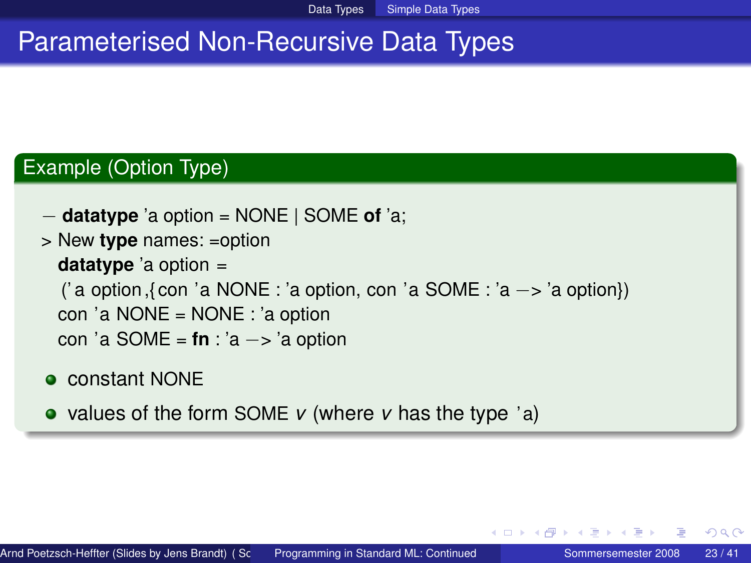# Parameterised Non-Recursive Data Types

## Example (Option Type)

```
– datatype 'a option = NONE | SOME of 'a;
> New type names: =option
  datatype 'a option =
  ('a option,{con 'a NONE : 'a option, con 'a SOME : 'a -> 'a option})
  con 'a NONE = NONE : 'a option
  con 'a SOME = fn : 'a -> 'a option
```

- constant NONE
- values of the form SOME *v* (where *v* has the type 'a)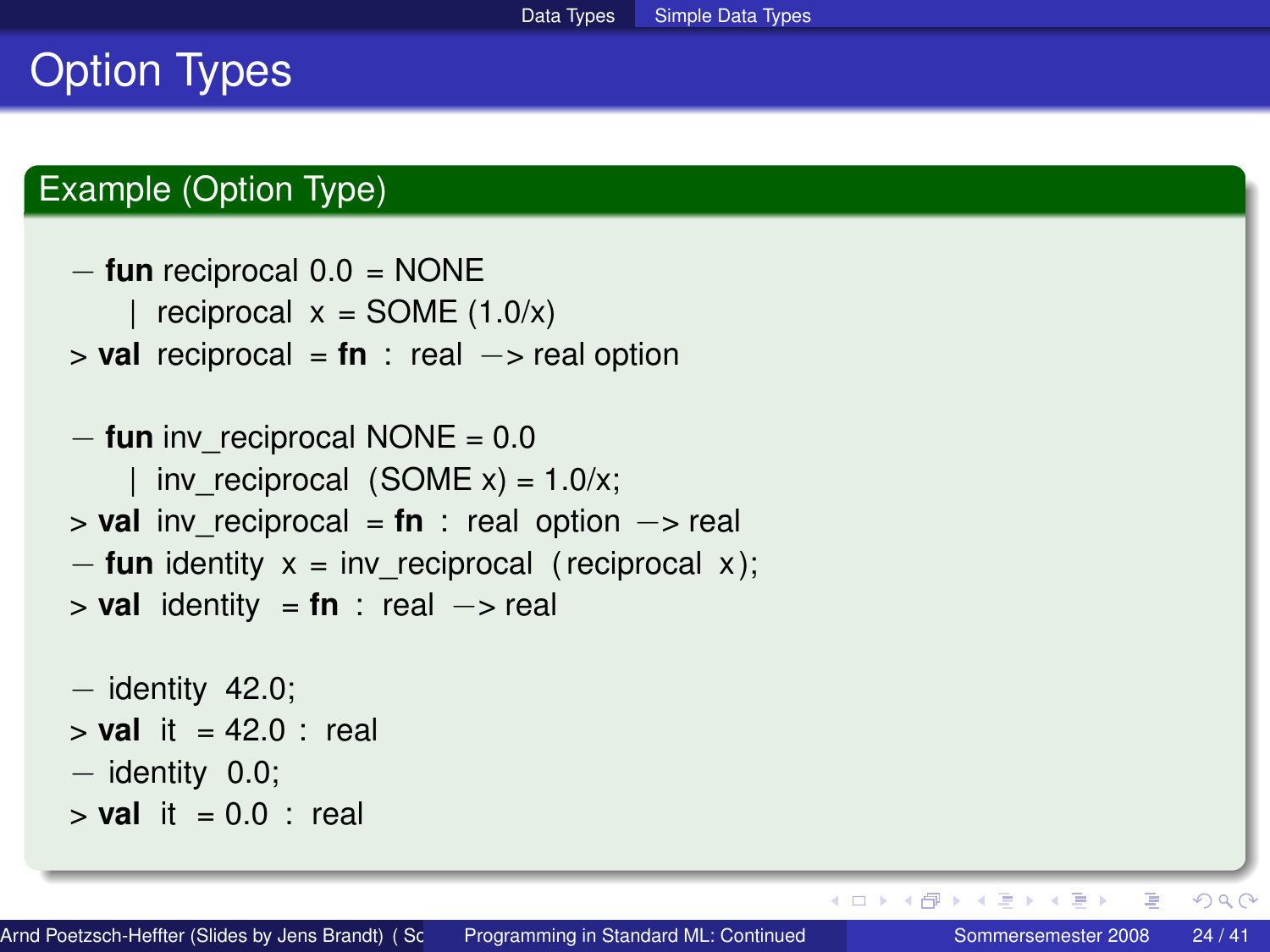# Option Types

## Example (Option Type)

```
- fun reciprocal 0.0 = NONE
    | reciprocal x = SOME (1.0/x)
> val reciprocal = fn : real -> real option

- fun inv_reciprocal NONE = 0.0
    | inv_reciprocal (SOME x) = 1.0/x;
> val inv_reciprocal = fn : real option -> real
- fun identity x = inv_reciprocal (reciprocal x);
> val identity = fn : real -> real

- identity 42.0;
> val it = 42.0 : real
- identity 0.0;
> val it = 0.0 : real
```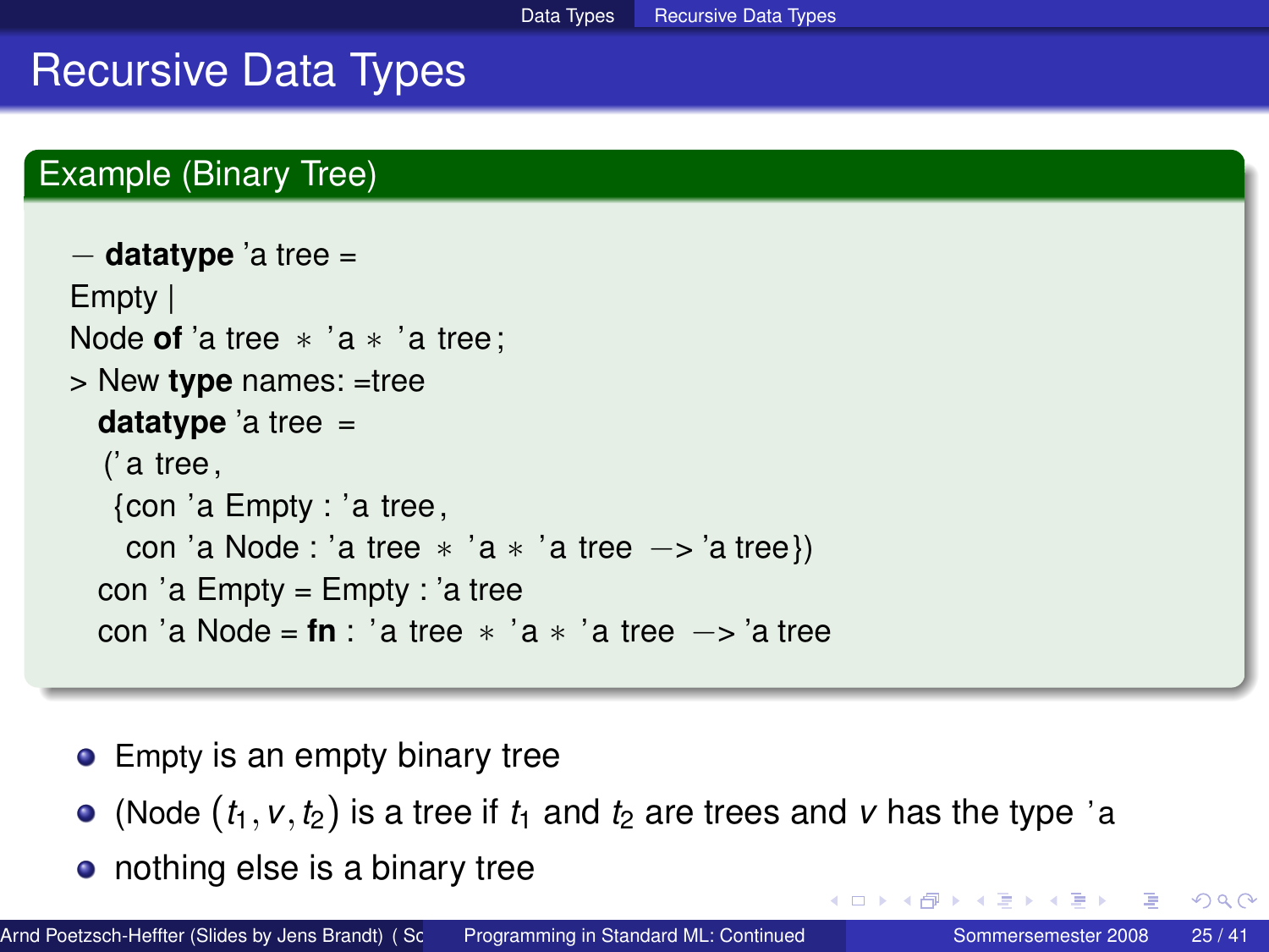# Recursive Data Types

## Example (Binary Tree)

```
- datatype 'a tree =
Empty |
Node of 'a tree * 'a * 'a tree;
> New type names: =tree
  datatype 'a tree =
  ('a tree,
   {con 'a Empty : 'a tree,
    con 'a Node : 'a tree * 'a * 'a tree -> 'a tree})
  con 'a Empty = Empty : 'a tree
  con 'a Node = fn : 'a tree * 'a * 'a tree -> 'a tree
```

- Empty is an empty binary tree
- (Node $(t_1, v, t_2)$) is a tree if $t_1$ and $t_2$ are trees and $v$ has the type 'a
- nothing else is a binary tree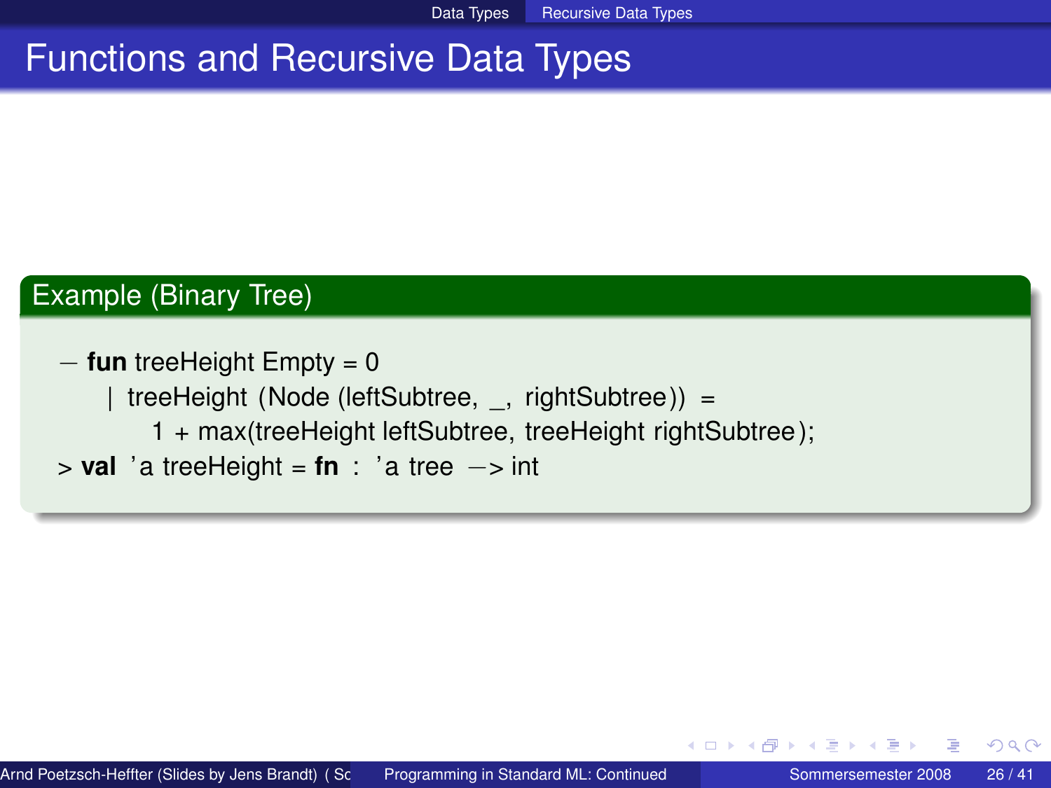# Functions and Recursive Data Types

## Example (Binary Tree)

```
- fun treeHeight Empty = 0
    | treeHeight (Node (leftSubtree, _, rightSubtree)) =
        1 + max(treeHeight leftSubtree, treeHeight rightSubtree);
> val 'a treeHeight = fn : 'a tree -> int
```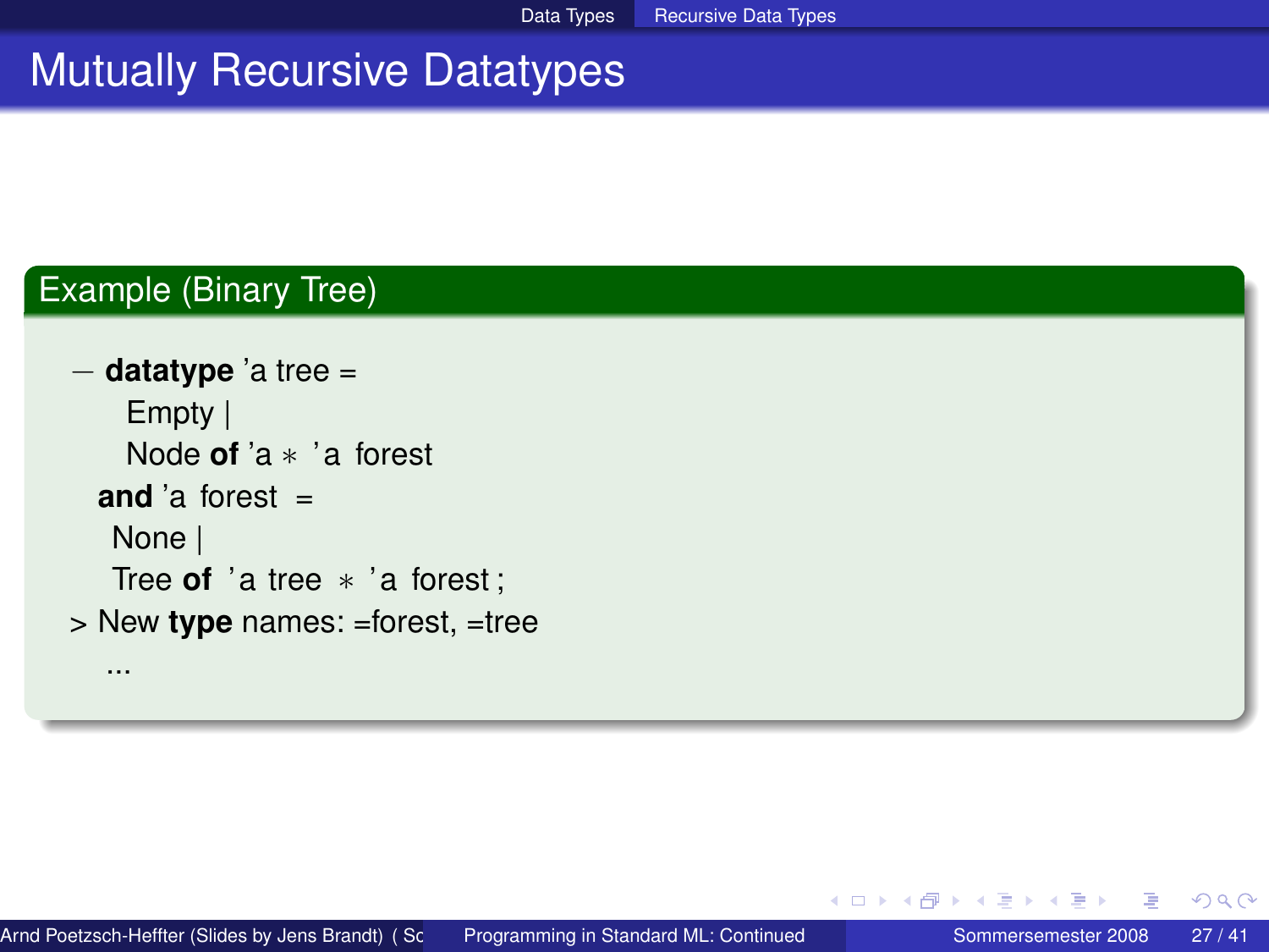# Mutually Recursive Datatypes

## Example (Binary Tree)

```
- datatype 'a tree =
    Empty |
    Node of 'a * 'a forest
  and 'a forest =
   None |
   Tree of 'a tree * 'a forest;
> New type names: =forest, =tree
  ...
```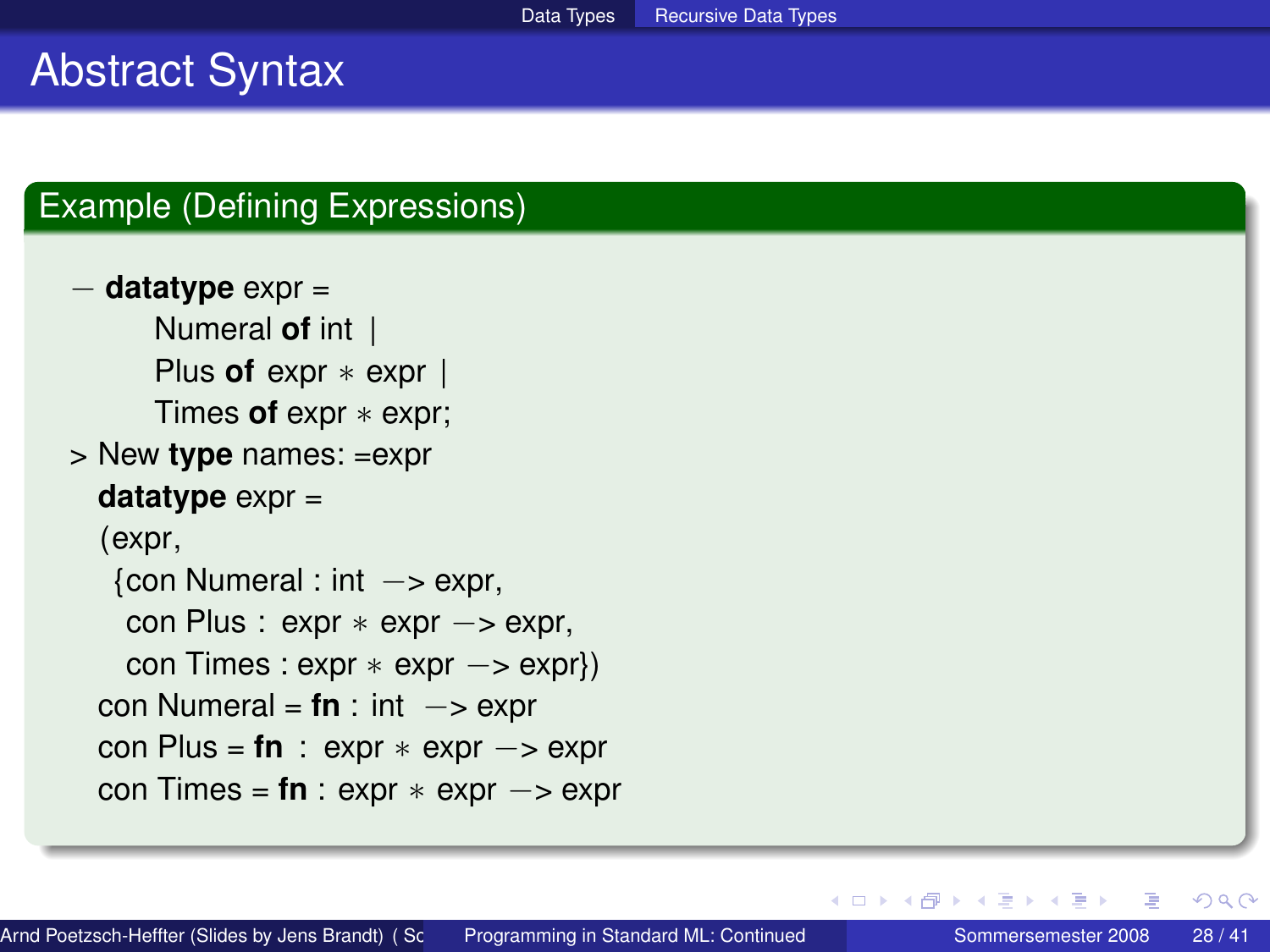# Abstract Syntax

## Example (Defining Expressions)

```
- datatype expr =
      Numeral of int |
      Plus of expr * expr |
      Times of expr * expr;
> New type names: =expr
  datatype expr =
  (expr,
   {con Numeral : int -> expr,
    con Plus : expr * expr -> expr,
    con Times : expr * expr -> expr})
  con Numeral = fn : int -> expr
  con Plus = fn : expr * expr -> expr
  con Times = fn : expr * expr -> expr
```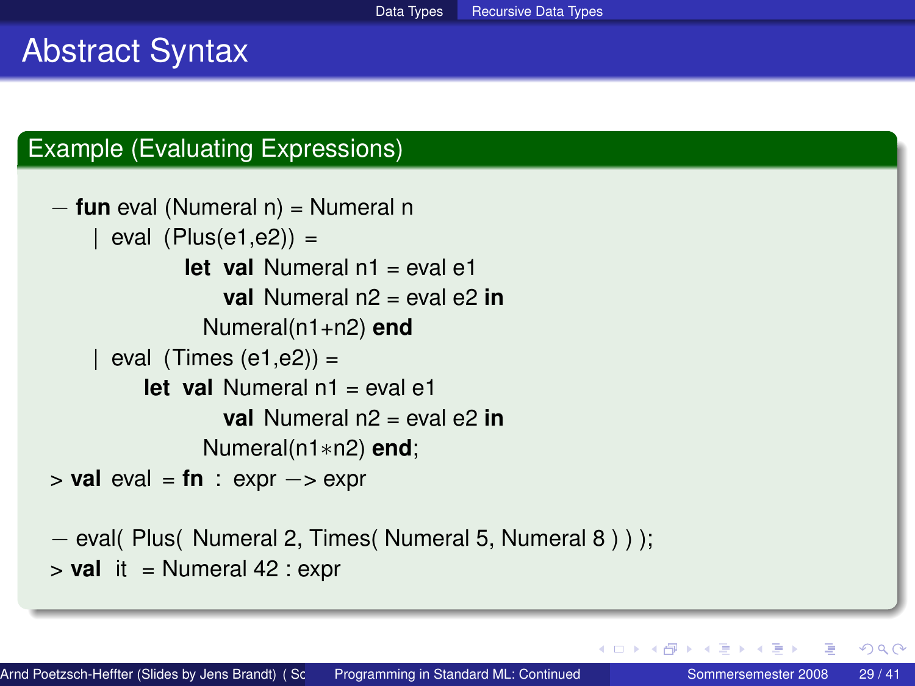# Abstract Syntax

## Example (Evaluating Expressions)

```
- fun eval (Numeral n) = Numeral n
    | eval  (Plus(e1,e2)) =
              let  val Numeral n1 = eval e1
                   val Numeral n2 = eval e2 in
                 Numeral(n1+n2) end
    | eval  (Times (e1,e2)) =
          let  val Numeral n1 = eval e1
                   val Numeral n2 = eval e2 in
                 Numeral(n1*n2) end;
> val eval = fn : expr -> expr

- eval( Plus( Numeral 2, Times( Numeral 5, Numeral 8 ) ) );
> val it = Numeral 42 : expr
```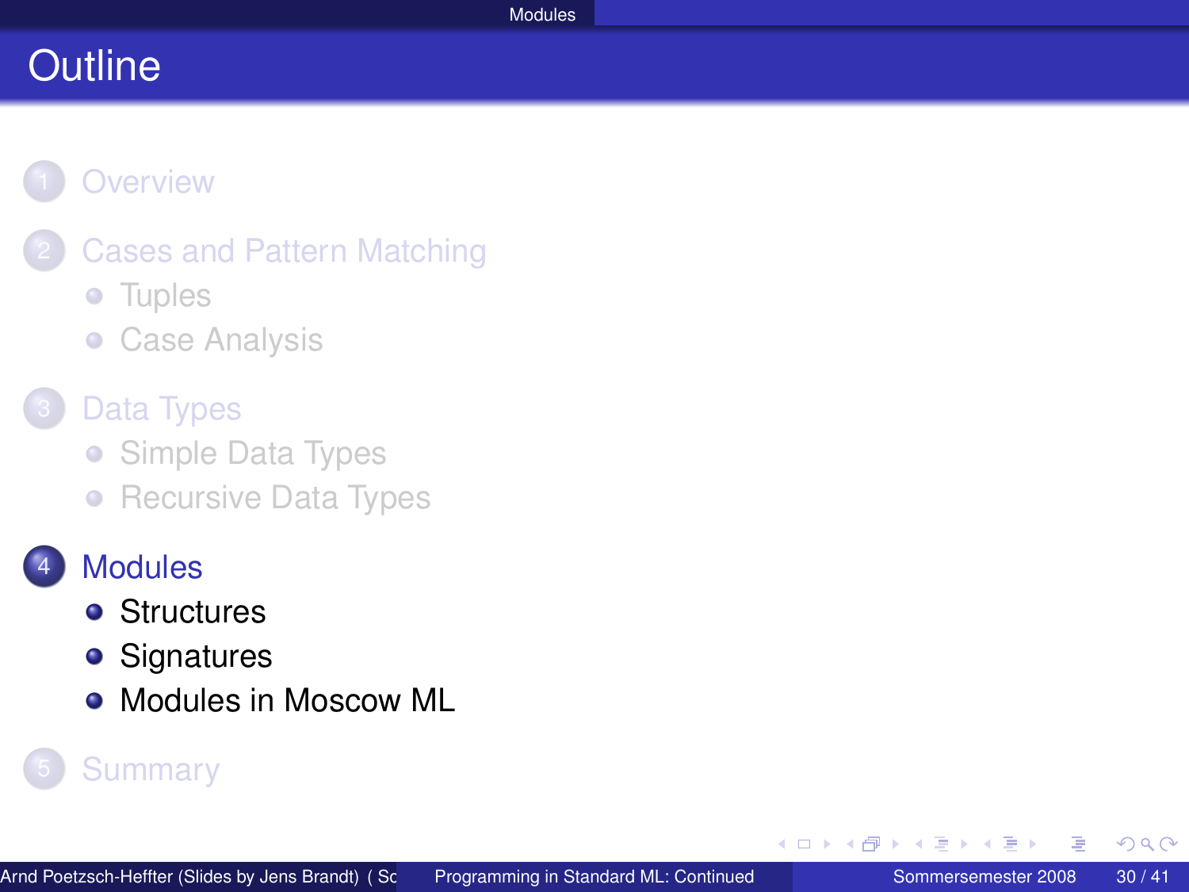# Outline

1. Overview
2. Cases and Pattern Matching
   - Tuples
   - Case Analysis
3. Data Types
   - Simple Data Types
   - Recursive Data Types
4. Modules
   - Structures
   - Signatures
   - Modules in Moscow ML
5. Summary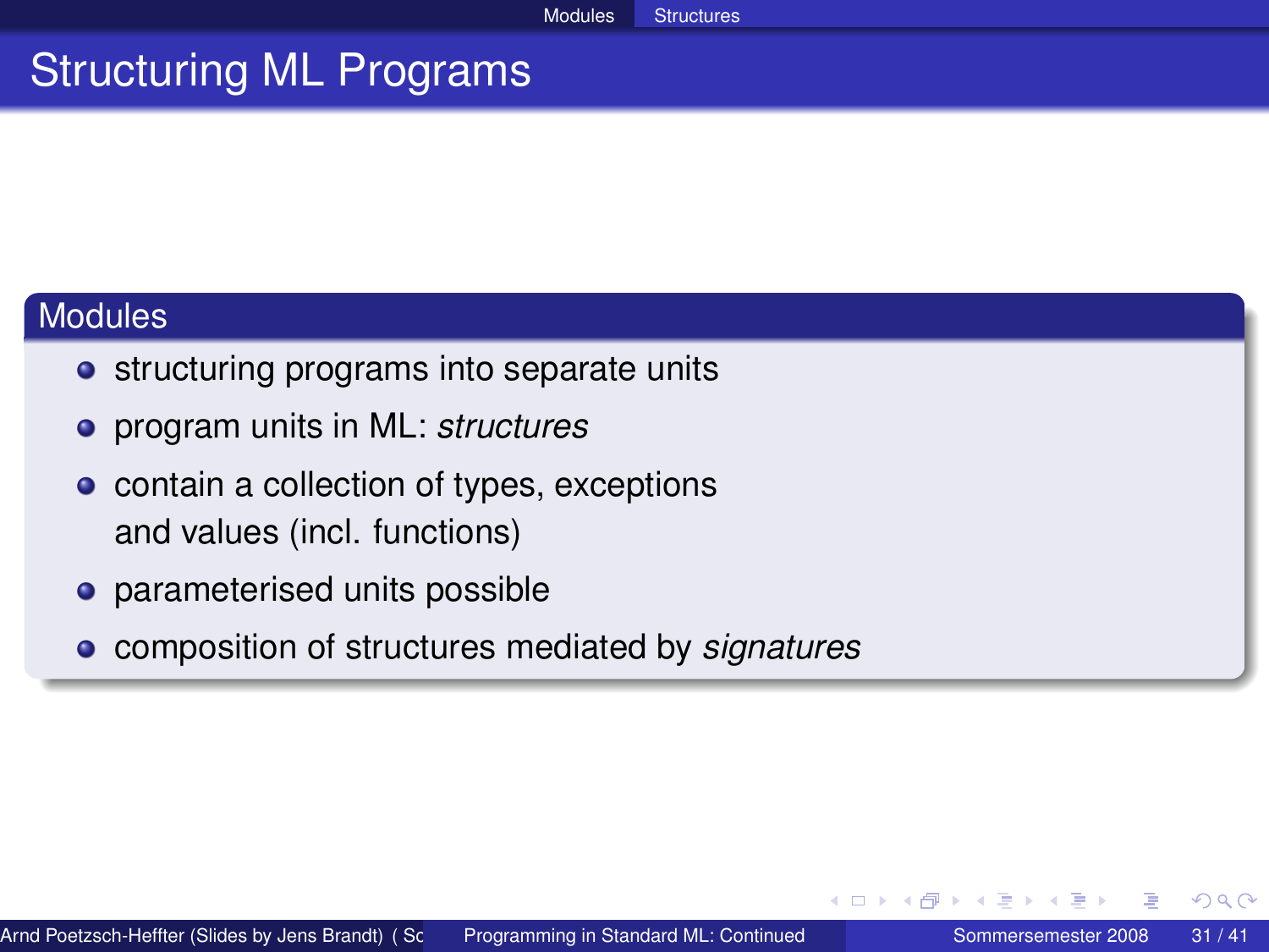# Structuring ML Programs

## Modules

- structuring programs into separate units
- program units in ML: *structures*
- contain a collection of types, exceptions and values (incl. functions)
- parameterised units possible
- composition of structures mediated by *signatures*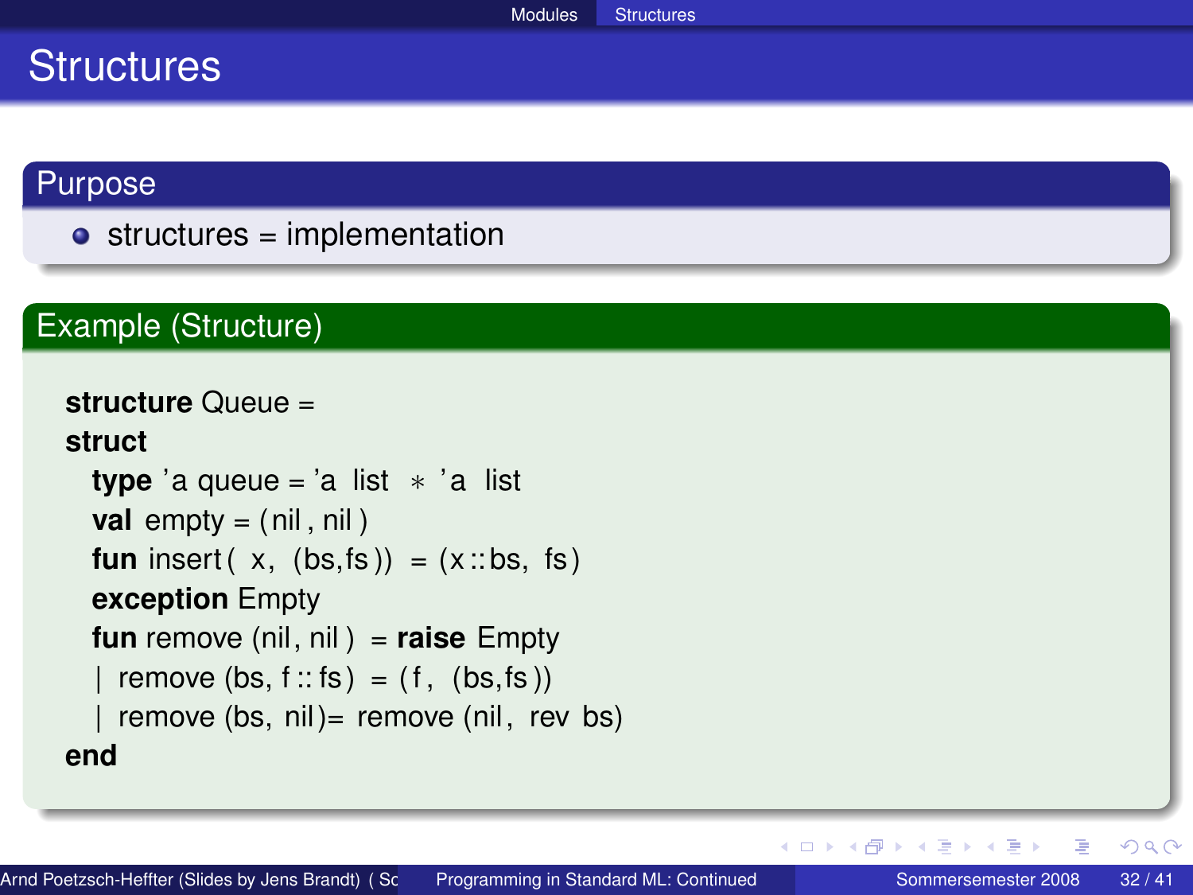# Structures

## Purpose

- structures = implementation

## Example (Structure)

```
structure Queue =
struct
  type 'a queue = 'a list * 'a list
  val empty = (nil, nil)
  fun insert( x, (bs,fs)) = (x::bs, fs)
  exception Empty
  fun remove (nil, nil) = raise Empty
  | remove (bs, f::fs) = (f, (bs,fs))
  | remove (bs, nil)= remove (nil, rev bs)
end
```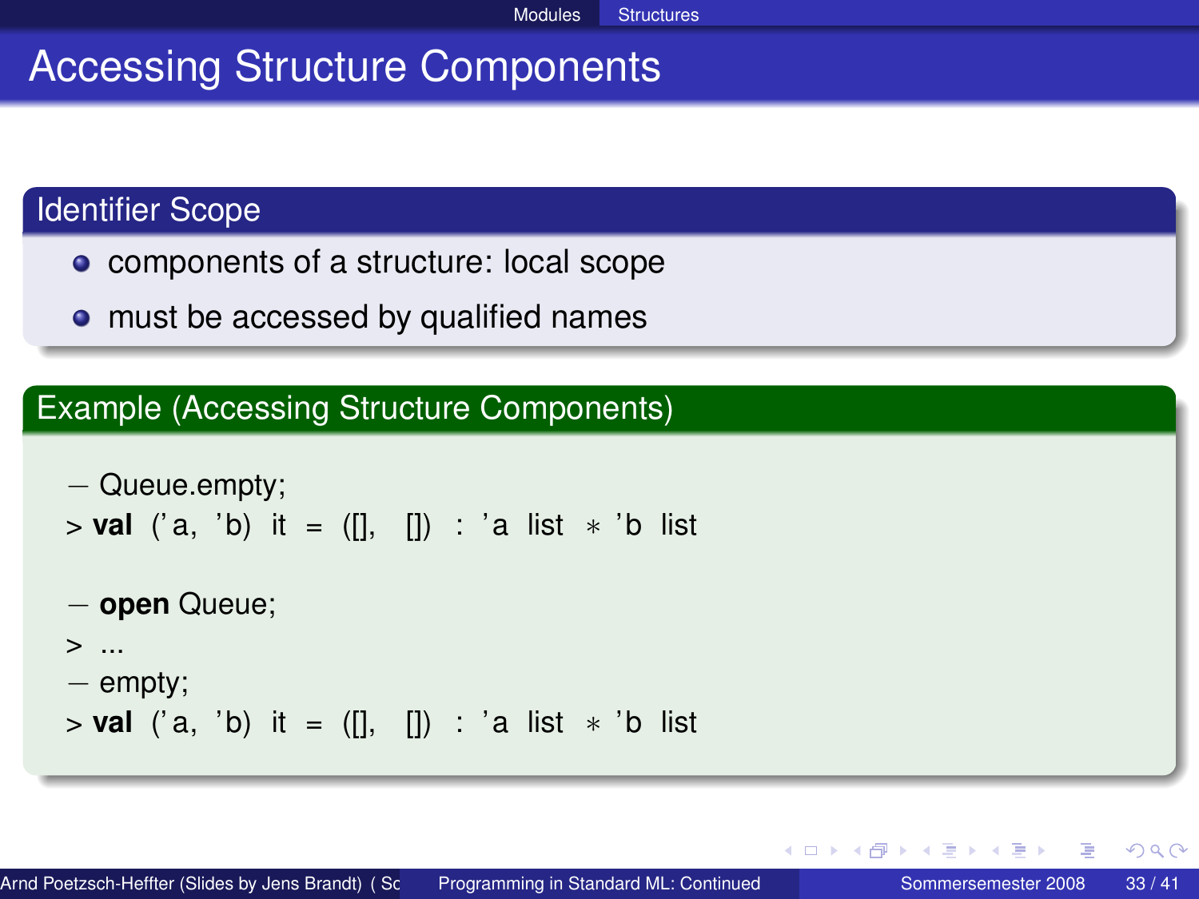# Accessing Structure Components

## Identifier Scope

- components of a structure: local scope
- must be accessed by qualified names

## Example (Accessing Structure Components)

```
– Queue.empty;
> val ('a, 'b) it = ([], []) : 'a list * 'b list

– open Queue;
> ...
– empty;
> val ('a, 'b) it = ([], []) : 'a list * 'b list
```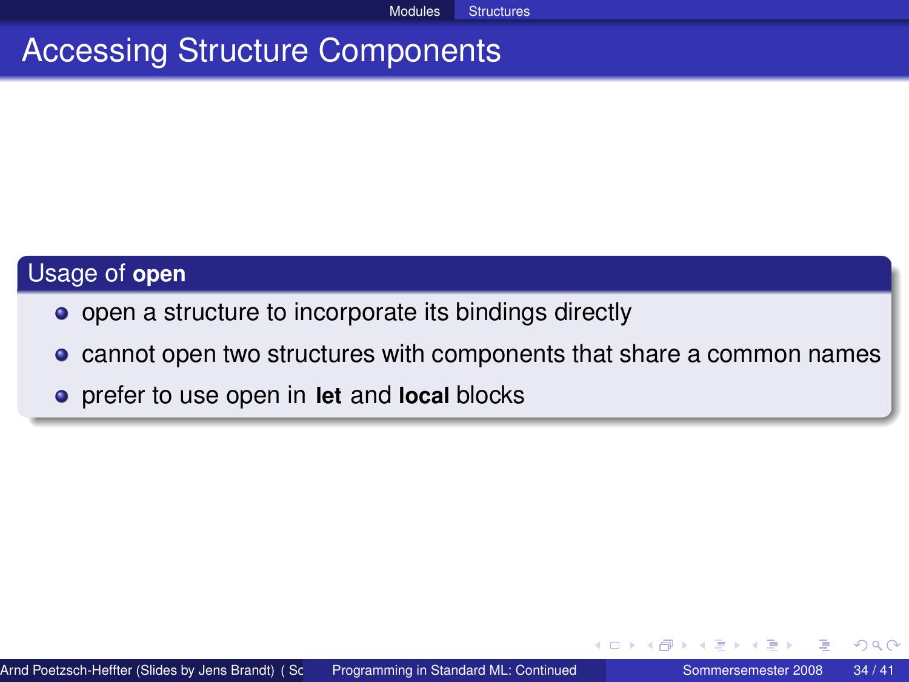# Accessing Structure Components

## Usage of **open**

- open a structure to incorporate its bindings directly
- cannot open two structures with components that share a common names
- prefer to use open in **let** and **local** blocks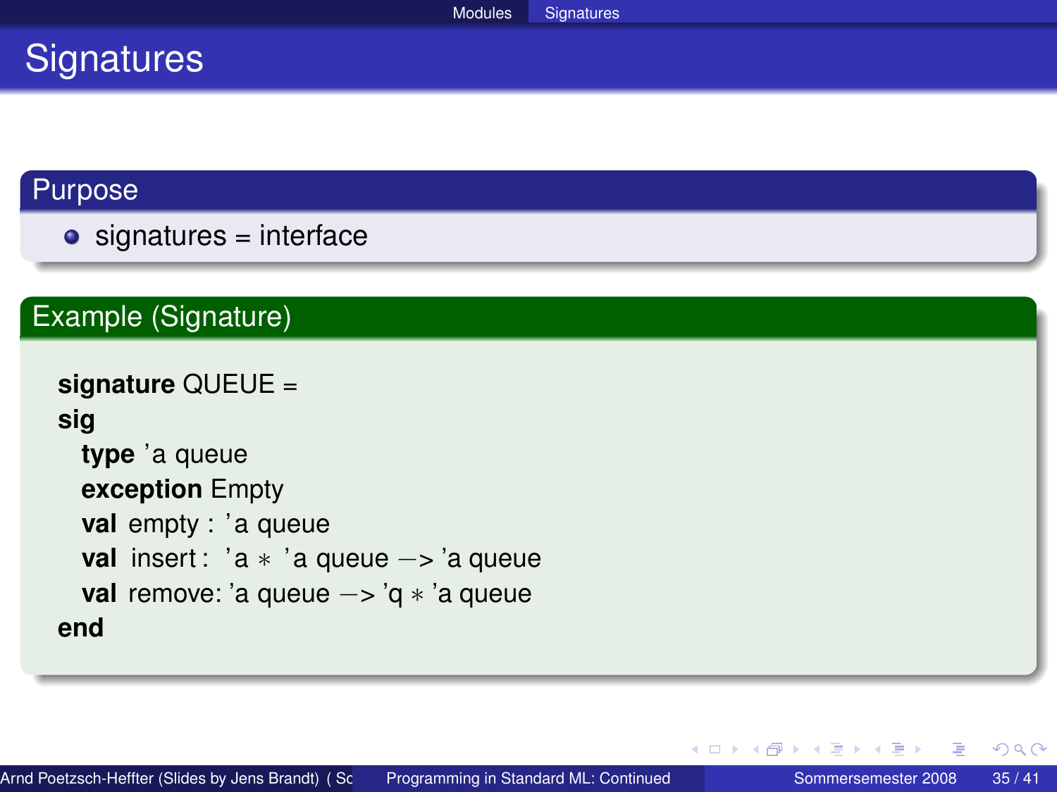# Signatures

## Purpose

- signatures = interface

## Example (Signature)

```
signature QUEUE =
sig
  type 'a queue
  exception Empty
  val empty : 'a queue
  val insert : 'a * 'a queue -> 'a queue
  val remove: 'a queue -> 'q * 'a queue
end
```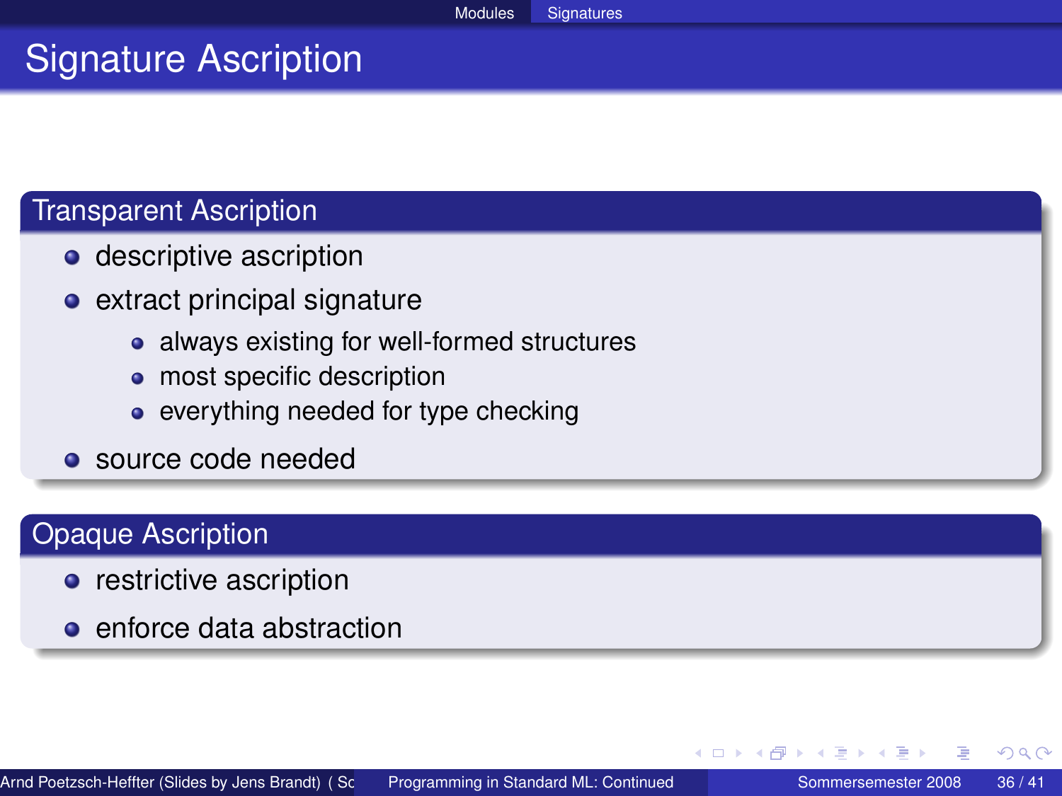# Signature Ascription

## Transparent Ascription

- descriptive ascription
- extract principal signature
  - always existing for well-formed structures
  - most specific description
  - everything needed for type checking
- source code needed

## Opaque Ascription

- restrictive ascription
- enforce data abstraction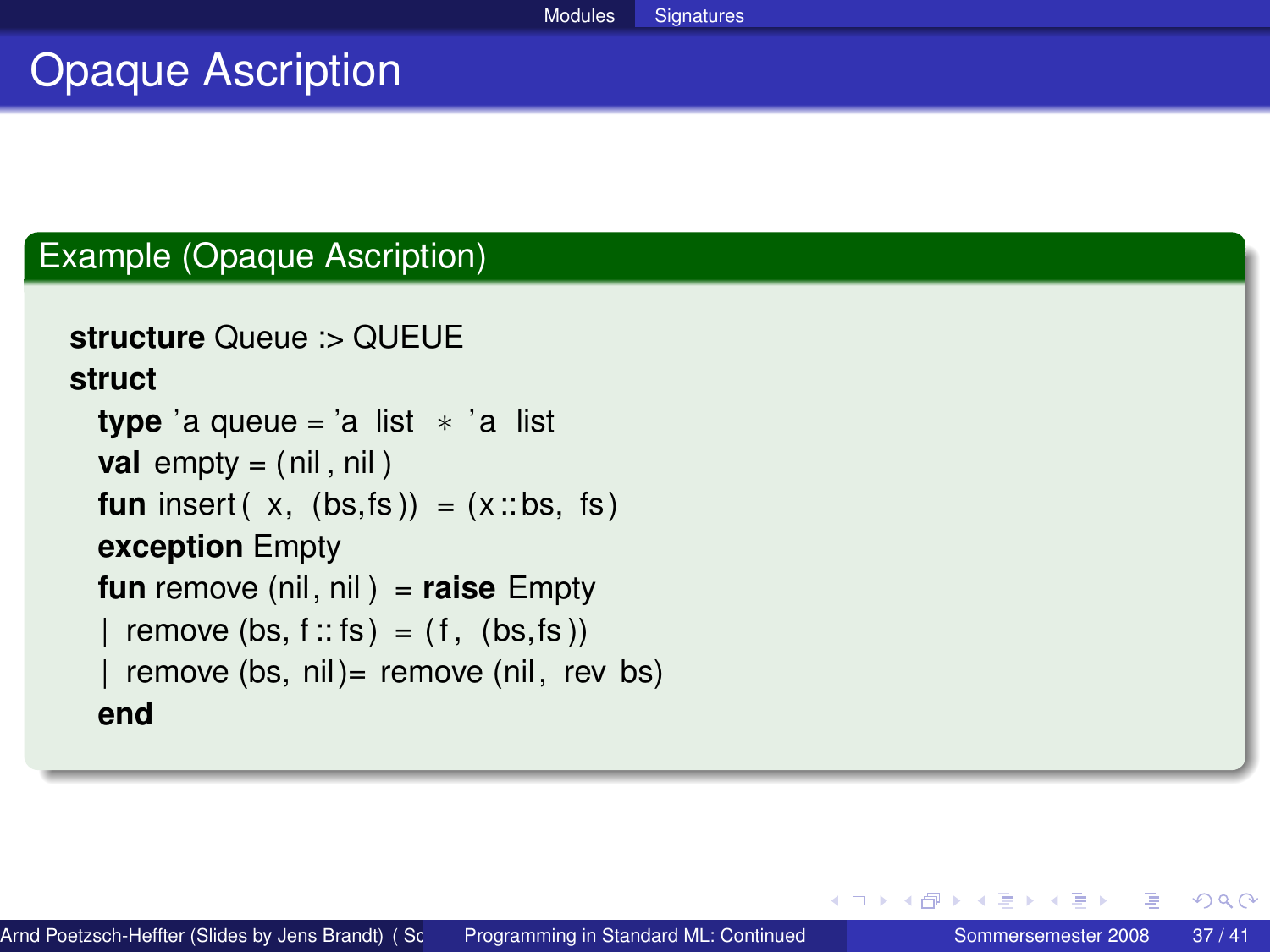# Opaque Ascription

## Example (Opaque Ascription)

```
structure Queue :> QUEUE
struct
  type 'a queue = 'a list * 'a list
  val empty = (nil, nil)
  fun insert( x, (bs,fs)) = (x::bs, fs)
  exception Empty
  fun remove (nil, nil) = raise Empty
  | remove (bs, f::fs) = (f, (bs,fs))
  | remove (bs, nil)= remove (nil, rev bs)
  end
```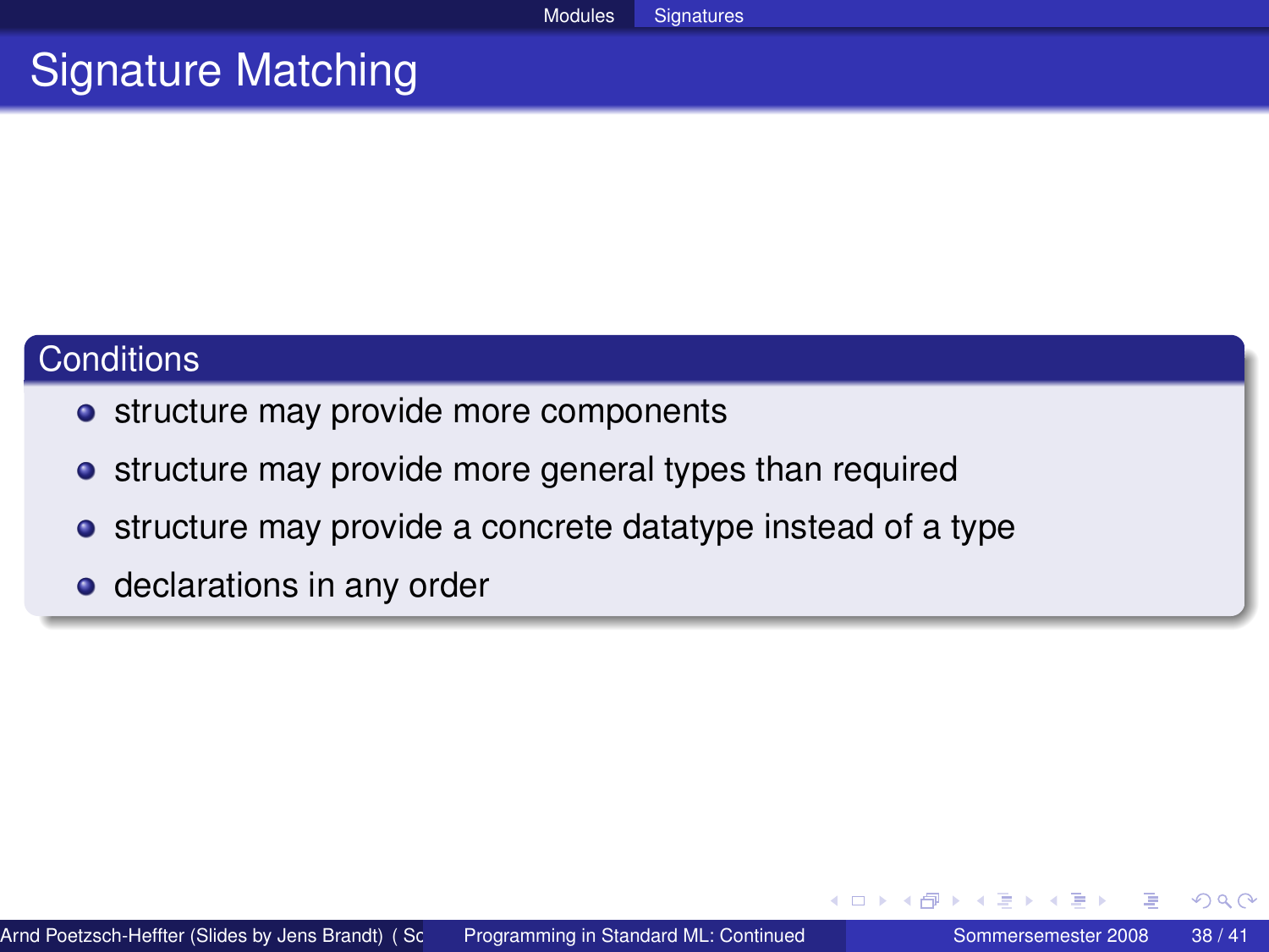# Signature Matching

## Conditions

- structure may provide more components
- structure may provide more general types than required
- structure may provide a concrete datatype instead of a type
- declarations in any order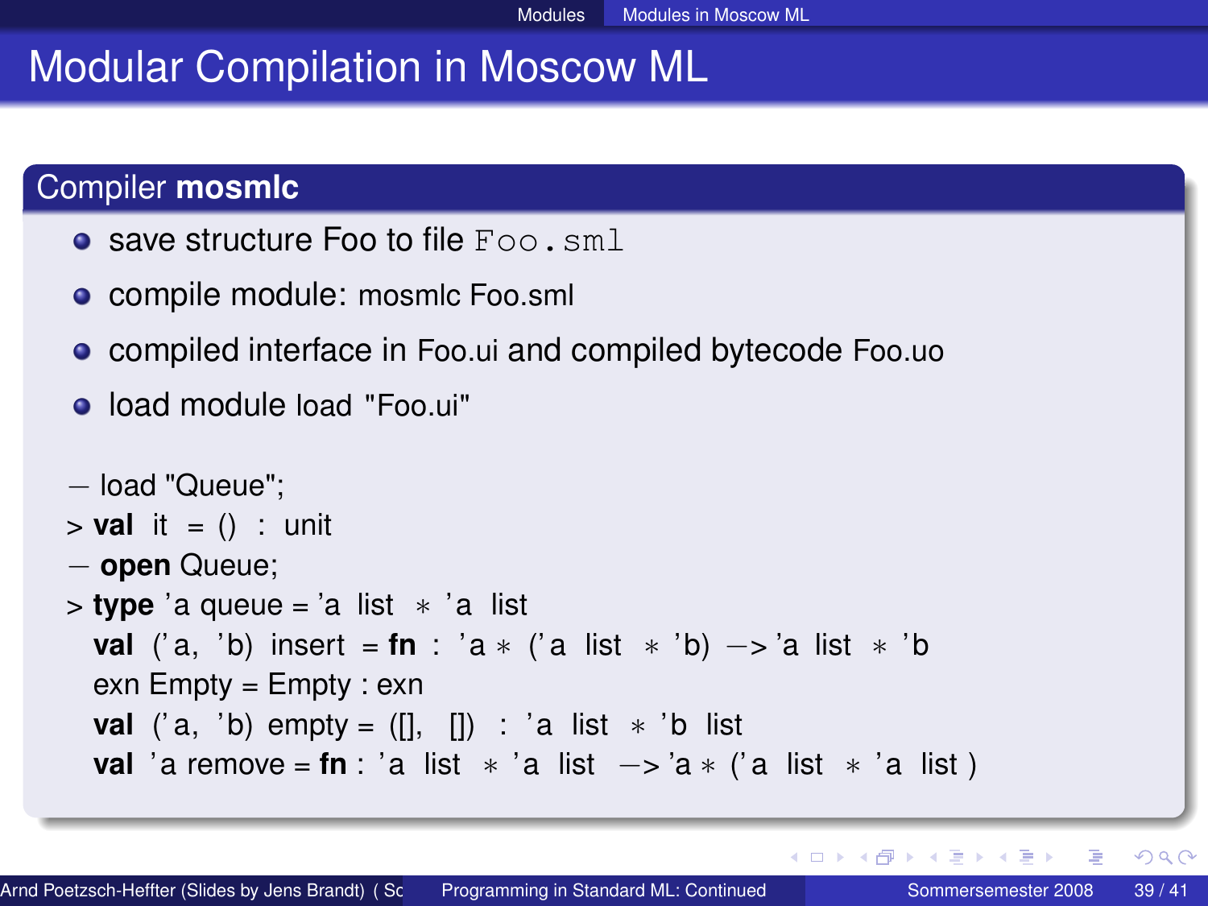# Modular Compilation in Moscow ML

## Compiler **mosmlc**

- save structure Foo to file `Foo.sml`
- compile module: mosmlc Foo.sml
- compiled interface in Foo.ui and compiled bytecode Foo.uo
- load module load "Foo.ui"

```
- load "Queue";
> val it = () : unit
- open Queue;
> type 'a queue = 'a list * 'a list
  val ('a, 'b) insert = fn : 'a * ('a list * 'b) -> 'a list * 'b
  exn Empty = Empty : exn
  val ('a, 'b) empty = ([], []) : 'a list * 'b list
  val 'a remove = fn : 'a list * 'a list -> 'a * ('a list * 'a list )
```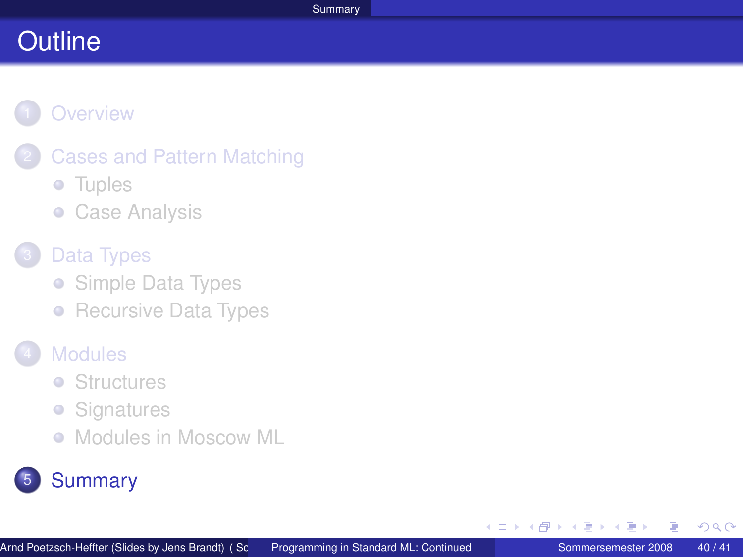# Outline

1. Overview
2. Cases and Pattern Matching
   - Tuples
   - Case Analysis
3. Data Types
   - Simple Data Types
   - Recursive Data Types
4. Modules
   - Structures
   - Signatures
   - Modules in Moscow ML
5. Summary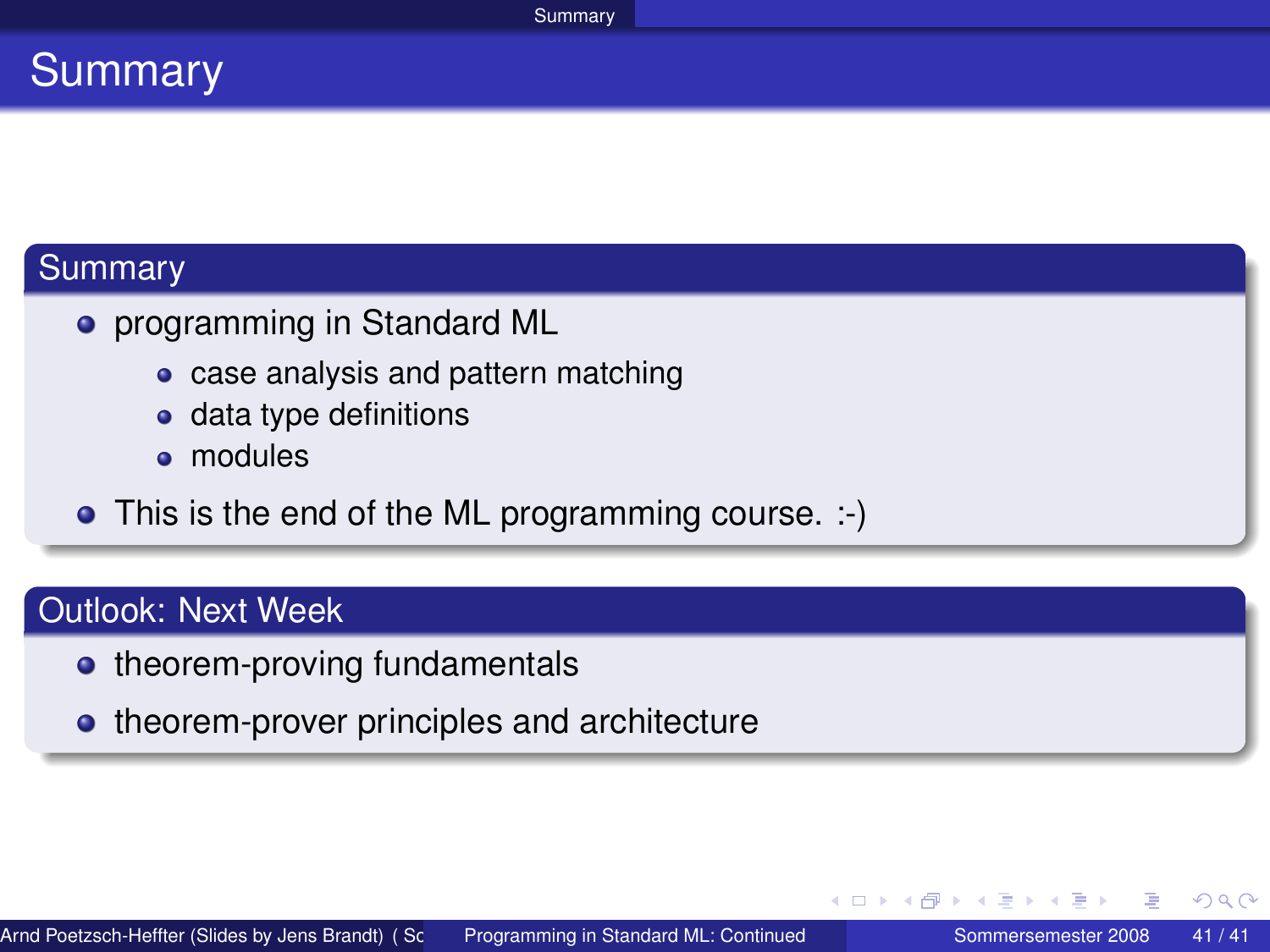# Summary

## Summary

- programming in Standard ML
  - case analysis and pattern matching
  - data type definitions
  - modules
- This is the end of the ML programming course. :-)

## Outlook: Next Week

- theorem-proving fundamentals
- theorem-prover principles and architecture